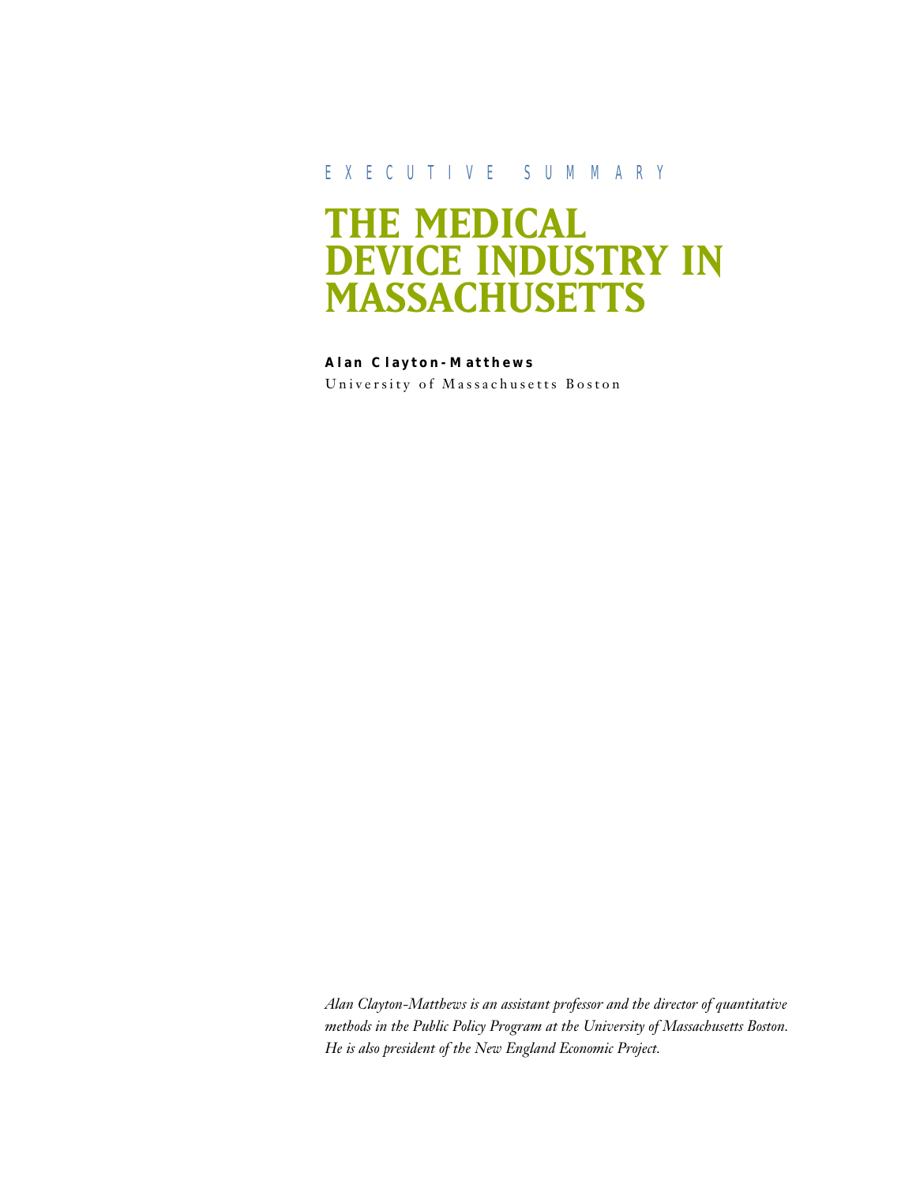EXECUTIVE SUMMARY

# THE MEDICAL DEVICE INDUSTRY IN MASSACHUSETTS

**Alan Clayton-Matthews**

University of Massachusetts Boston

*Alan Clayton-Matthews is an assistant professor and the director of quantitative methods in the Public Policy Program at the University of Massachusetts Boston. He is also president of the New England Economic Project.*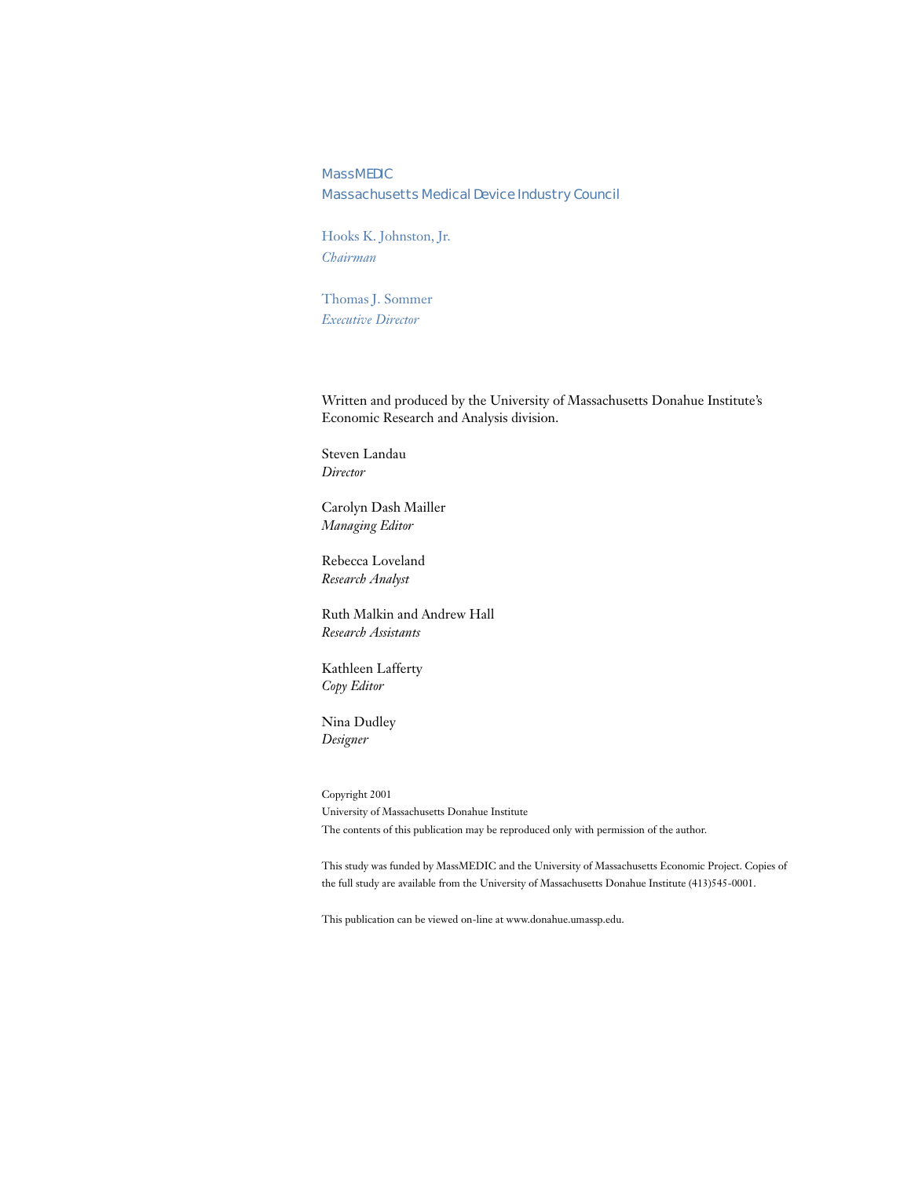MassMEDIC
Massachusetts Medical Device Industry Council

Hooks K. Johnston, Jr.
*Chairman*

Thomas J. Sommer
*Executive Director*

Written and produced by the University of Massachusetts Donahue Institute's Economic Research and Analysis division.

Steven Landau
*Director*

Carolyn Dash Mailler
*Managing Editor*

Rebecca Loveland
*Research Analyst*

Ruth Malkin and Andrew Hall
*Research Assistants*

Kathleen Lafferty
*Copy Editor*

Nina Dudley
*Designer*

Copyright 2001
University of Massachusetts Donahue Institute
The contents of this publication may be reproduced only with permission of the author.

This study was funded by MassMEDIC and the University of Massachusetts Economic Project. Copies of the full study are available from the University of Massachusetts Donahue Institute (413)545-0001.

This publication can be viewed on-line at www.donahue.umassp.edu.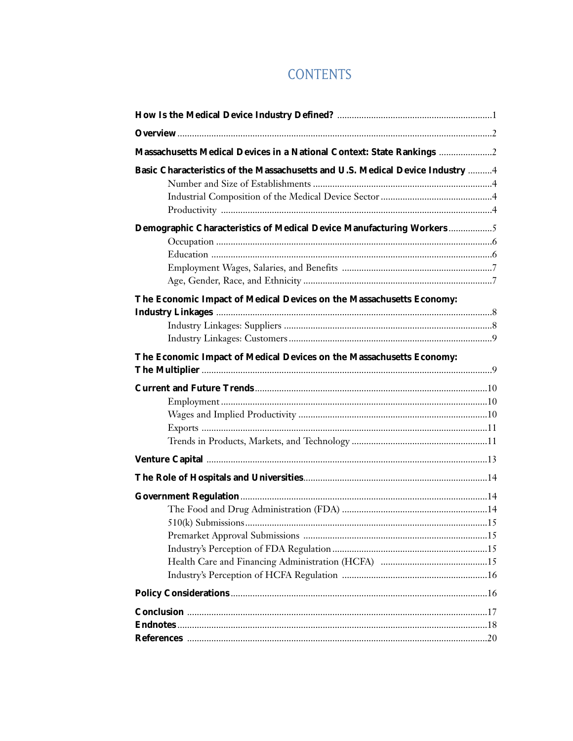# CONTENTS

**How Is the Medical Device Industry Defined?** ....................................................1

**Overview** ....................................................2

**Massachusetts Medical Devices in a National Context: State Rankings** ....................................................2

**Basic Characteristics of the Massachusetts and U.S. Medical Device Industry** ....................................................4

- Number and Size of Establishments ....................................................4
- Industrial Composition of the Medical Device Sector ....................................................4
- Productivity ....................................................4

**Demographic Characteristics of Medical Device Manufacturing Workers** ....................................................5

- Occupation ....................................................6
- Education ....................................................6
- Employment Wages, Salaries, and Benefits ....................................................7
- Age, Gender, Race, and Ethnicity ....................................................7

**The Economic Impact of Medical Devices on the Massachusetts Economy: Industry Linkages** ....................................................8

- Industry Linkages: Suppliers ....................................................8
- Industry Linkages: Customers ....................................................9

**The Economic Impact of Medical Devices on the Massachusetts Economy: The Multiplier** ....................................................9

**Current and Future Trends** ....................................................10

- Employment ....................................................10
- Wages and Implied Productivity ....................................................10
- Exports ....................................................11
- Trends in Products, Markets, and Technology ....................................................11

**Venture Capital** ....................................................13

**The Role of Hospitals and Universities** ....................................................14

**Government Regulation** ....................................................14

- The Food and Drug Administration (FDA) ....................................................14
- 510(k) Submissions ....................................................15
- Premarket Approval Submissions ....................................................15
- Industry's Perception of FDA Regulation ....................................................15
- Health Care and Financing Administration (HCFA) ....................................................15
- Industry's Perception of HCFA Regulation ....................................................16

**Policy Considerations** ....................................................16

**Conclusion** ....................................................17

**Endnotes** ....................................................18

**References** ....................................................20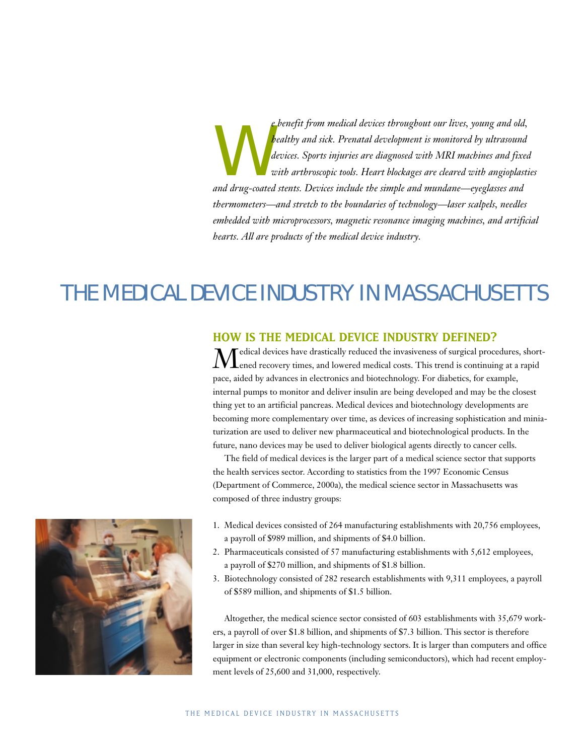*We benefit from medical devices throughout our lives, young and old, healthy and sick. Prenatal development is monitored by ultrasound devices. Sports injuries are diagnosed with MRI machines and fixed with arthroscopic tools. Heart blockages are cleared with angioplasties and drug-coated stents. Devices include the simple and mundane—eyeglasses and thermometers—and stretch to the boundaries of technology—laser scalpels, needles embedded with microprocessors, magnetic resonance imaging machines, and artificial hearts. All are products of the medical device industry.*

# THE MEDICAL DEVICE INDUSTRY IN MASSACHUSETTS

## HOW IS THE MEDICAL DEVICE INDUSTRY DEFINED?

Medical devices have drastically reduced the invasiveness of surgical procedures, shortened recovery times, and lowered medical costs. This trend is continuing at a rapid pace, aided by advances in electronics and biotechnology. For diabetics, for example, internal pumps to monitor and deliver insulin are being developed and may be the closest thing yet to an artificial pancreas. Medical devices and biotechnology developments are becoming more complementary over time, as devices of increasing sophistication and miniaturization are used to deliver new pharmaceutical and biotechnological products. In the future, nano devices may be used to deliver biological agents directly to cancer cells.

The field of medical devices is the larger part of a medical science sector that supports the health services sector. According to statistics from the 1997 Economic Census (Department of Commerce, 2000a), the medical science sector in Massachusetts was composed of three industry groups:

1. Medical devices consisted of 264 manufacturing establishments with 20,756 employees, a payroll of $989 million, and shipments of $4.0 billion.
2. Pharmaceuticals consisted of 57 manufacturing establishments with 5,612 employees, a payroll of $270 million, and shipments of $1.8 billion.
3. Biotechnology consisted of 282 research establishments with 9,311 employees, a payroll of $589 million, and shipments of $1.5 billion.

Altogether, the medical science sector consisted of 603 establishments with 35,679 workers, a payroll of over $1.8 billion, and shipments of $7.3 billion. This sector is therefore larger in size than several key high-technology sectors. It is larger than computers and office equipment or electronic components (including semiconductors), which had recent employment levels of 25,600 and 31,000, respectively.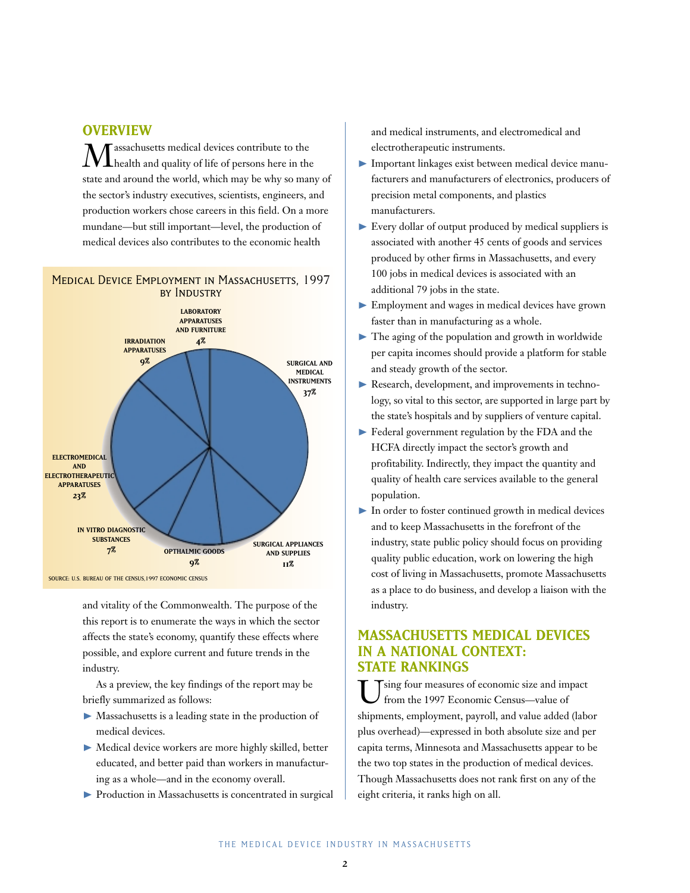## OVERVIEW

Massachusetts medical devices contribute to the health and quality of life of persons here in the state and around the world, which may be why so many of the sector's industry executives, scientists, engineers, and production workers chose careers in this field. On a more mundane—but still important—level, the production of medical devices also contributes to the economic health and vitality of the Commonwealth. The purpose of the this report is to enumerate the ways in which the sector affects the state's economy, quantify these effects where possible, and explore current and future trends in the industry.

**Medical Device Employment in Massachusetts, 1997 by Industry**

| Industry | Share |
|---|---|
| Surgical and Medical Instruments | 37% |
| Electromedical and Electrotherapeutic Apparatuses | 23% |
| Surgical Appliances and Supplies | 11% |
| Irradiation Apparatuses | 9% |
| Opthalmic Goods | 9% |
| In Vitro Diagnostic Substances | 7% |
| Laboratory Apparatuses and Furniture | 4% |

Source: U.S. Bureau of the Census, 1997 Economic Census

As a preview, the key findings of the report may be briefly summarized as follows:

- Massachusetts is a leading state in the production of medical devices.
- Medical device workers are more highly skilled, better educated, and better paid than workers in manufacturing as a whole—and in the economy overall.
- Production in Massachusetts is concentrated in surgical and medical instruments, and electromedical and electrotherapeutic instruments.
- Important linkages exist between medical device manufacturers and manufacturers of electronics, producers of precision metal components, and plastics manufacturers.
- Every dollar of output produced by medical suppliers is associated with another 45 cents of goods and services produced by other firms in Massachusetts, and every 100 jobs in medical devices is associated with an additional 79 jobs in the state.
- Employment and wages in medical devices have grown faster than in manufacturing as a whole.
- The aging of the population and growth in worldwide per capita incomes should provide a platform for stable and steady growth of the sector.
- Research, development, and improvements in technology, so vital to this sector, are supported in large part by the state's hospitals and by suppliers of venture capital.
- Federal government regulation by the FDA and the HCFA directly impact the sector's growth and profitability. Indirectly, they impact the quantity and quality of health care services available to the general population.
- In order to foster continued growth in medical devices and to keep Massachusetts in the forefront of the industry, state public policy should focus on providing quality public education, work on lowering the high cost of living in Massachusetts, promote Massachusetts as a place to do business, and develop a liaison with the industry.

## MASSACHUSETTS MEDICAL DEVICES IN A NATIONAL CONTEXT: STATE RANKINGS

Using four measures of economic size and impact from the 1997 Economic Census—value of shipments, employment, payroll, and value added (labor plus overhead)—expressed in both absolute size and per capita terms, Minnesota and Massachusetts appear to be the two top states in the production of medical devices. Though Massachusetts does not rank first on any of the eight criteria, it ranks high on all.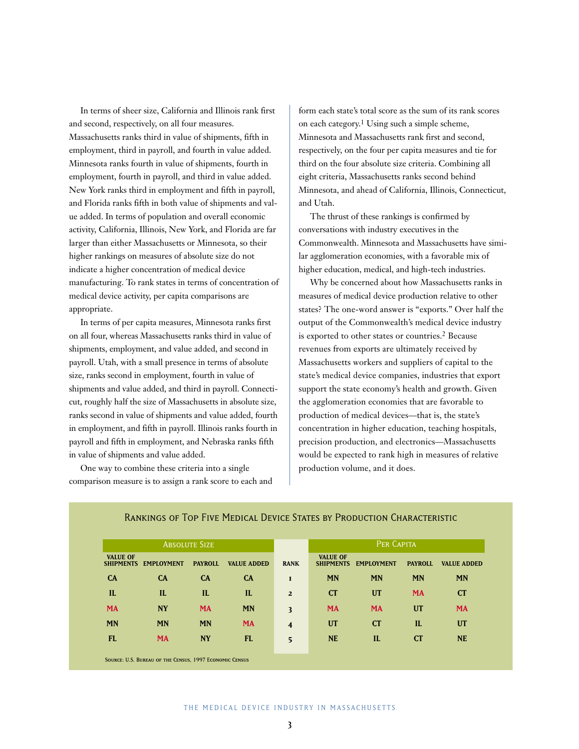In terms of sheer size, California and Illinois rank first and second, respectively, on all four measures. Massachusetts ranks third in value of shipments, fifth in employment, third in payroll, and fourth in value added. Minnesota ranks fourth in value of shipments, fourth in employment, fourth in payroll, and third in value added. New York ranks third in employment and fifth in payroll, and Florida ranks fifth in both value of shipments and value added. In terms of population and overall economic activity, California, Illinois, New York, and Florida are far larger than either Massachusetts or Minnesota, so their higher rankings on measures of absolute size do not indicate a higher concentration of medical device manufacturing. To rank states in terms of concentration of medical device activity, per capita comparisons are appropriate.

In terms of per capita measures, Minnesota ranks first on all four, whereas Massachusetts ranks third in value of shipments, employment, and value added, and second in payroll. Utah, with a small presence in terms of absolute size, ranks second in employment, fourth in value of shipments and value added, and third in payroll. Connecticut, roughly half the size of Massachusetts in absolute size, ranks second in value of shipments and value added, fourth in employment, and fifth in payroll. Illinois ranks fourth in payroll and fifth in employment, and Nebraska ranks fifth in value of shipments and value added.

One way to combine these criteria into a single comparison measure is to assign a rank score to each and form each state's total score as the sum of its rank scores on each category.[1] Using such a simple scheme, Minnesota and Massachusetts rank first and second, respectively, on the four per capita measures and tie for third on the four absolute size criteria. Combining all eight criteria, Massachusetts ranks second behind Minnesota, and ahead of California, Illinois, Connecticut, and Utah.

The thrust of these rankings is confirmed by conversations with industry executives in the Commonwealth. Minnesota and Massachusetts have similar agglomeration economies, with a favorable mix of higher education, medical, and high-tech industries.

Why be concerned about how Massachusetts ranks in measures of medical device production relative to other states? The one-word answer is "exports." Over half the output of the Commonwealth's medical device industry is exported to other states or countries.[2] Because revenues from exports are ultimately received by Massachusetts workers and suppliers of capital to the state's medical device companies, industries that export support the state economy's health and growth. Given the agglomeration economies that are favorable to production of medical devices—that is, the state's concentration in higher education, teaching hospitals, precision production, and electronics—Massachusetts would be expected to rank high in measures of relative production volume, and it does.

## Rankings of Top Five Medical Device States by Production Characteristic

| Absolute Size | | | | | Per Capita | | | |
|---|---|---|---|---|---|---|---|---|
| Value of Shipments | Employment | Payroll | Value Added | Rank | Value of Shipments | Employment | Payroll | Value Added |
| CA | CA | CA | CA | 1 | MN | MN | MN | MN |
| IL | IL | IL | IL | 2 | CT | UT | MA | CT |
| MA | NY | MA | MN | 3 | MA | MA | UT | MA |
| MN | MN | MN | MA | 4 | UT | CT | IL | UT |
| FL | MA | NY | FL | 5 | NE | IL | CT | NE |

Source: U.S. Bureau of the Census, 1997 Economic Census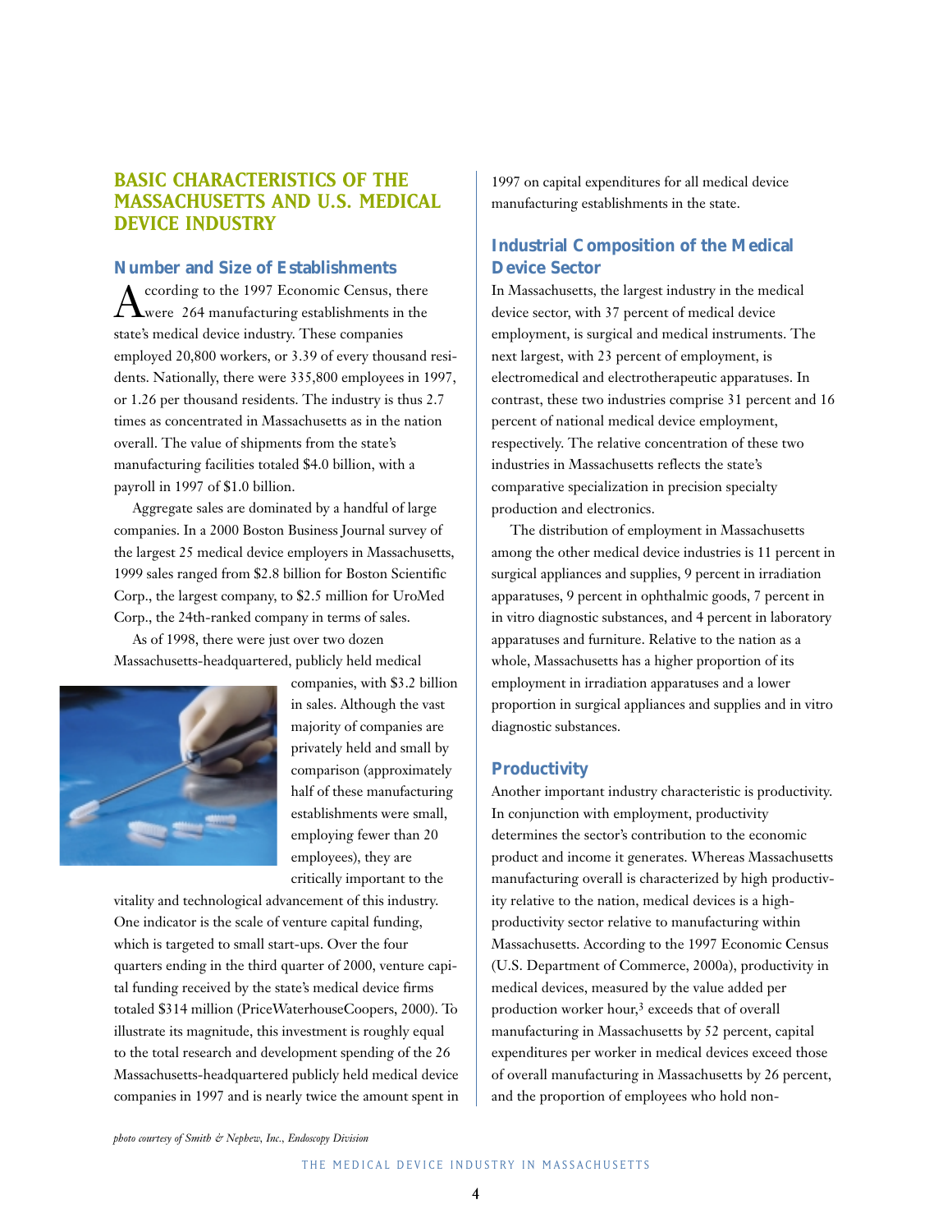## BASIC CHARACTERISTICS OF THE MASSACHUSETTS AND U.S. MEDICAL DEVICE INDUSTRY

### Number and Size of Establishments

According to the 1997 Economic Census, there were 264 manufacturing establishments in the state's medical device industry. These companies employed 20,800 workers, or 3.39 of every thousand residents. Nationally, there were 335,800 employees in 1997, or 1.26 per thousand residents. The industry is thus 2.7 times as concentrated in Massachusetts as in the nation overall. The value of shipments from the state's manufacturing facilities totaled $4.0 billion, with a payroll in 1997 of $1.0 billion.

Aggregate sales are dominated by a handful of large companies. In a 2000 Boston Business Journal survey of the largest 25 medical device employers in Massachusetts, 1999 sales ranged from $2.8 billion for Boston Scientific Corp., the largest company, to $2.5 million for UroMed Corp., the 24th-ranked company in terms of sales.

As of 1998, there were just over two dozen Massachusetts-headquartered, publicly held medical companies, with $3.2 billion in sales. Although the vast majority of companies are privately held and small by comparison (approximately half of these manufacturing establishments were small, employing fewer than 20 employees), they are critically important to the vitality and technological advancement of this industry. One indicator is the scale of venture capital funding, which is targeted to small start-ups. Over the four quarters ending in the third quarter of 2000, venture capital funding received by the state's medical device firms totaled $314 million (PriceWaterhouseCoopers, 2000). To illustrate its magnitude, this investment is roughly equal to the total research and development spending of the 26 Massachusetts-headquartered publicly held medical device companies in 1997 and is nearly twice the amount spent in 1997 on capital expenditures for all medical device manufacturing establishments in the state.

*photo courtesy of Smith & Nephew, Inc., Endoscopy Division*

### Industrial Composition of the Medical Device Sector

In Massachusetts, the largest industry in the medical device sector, with 37 percent of medical device employment, is surgical and medical instruments. The next largest, with 23 percent of employment, is electromedical and electrotherapeutic apparatuses. In contrast, these two industries comprise 31 percent and 16 percent of national medical device employment, respectively. The relative concentration of these two industries in Massachusetts reflects the state's comparative specialization in precision specialty production and electronics.

The distribution of employment in Massachusetts among the other medical device industries is 11 percent in surgical appliances and supplies, 9 percent in irradiation apparatuses, 9 percent in ophthalmic goods, 7 percent in in vitro diagnostic substances, and 4 percent in laboratory apparatuses and furniture. Relative to the nation as a whole, Massachusetts has a higher proportion of its employment in irradiation apparatuses and a lower proportion in surgical appliances and supplies and in vitro diagnostic substances.

### Productivity

Another important industry characteristic is productivity. In conjunction with employment, productivity determines the sector's contribution to the economic product and income it generates. Whereas Massachusetts manufacturing overall is characterized by high productivity relative to the nation, medical devices is a high-productivity sector relative to manufacturing within Massachusetts. According to the 1997 Economic Census (U.S. Department of Commerce, 2000a), productivity in medical devices, measured by the value added per production worker hour,[3] exceeds that of overall manufacturing in Massachusetts by 52 percent, capital expenditures per worker in medical devices exceed those of overall manufacturing in Massachusetts by 26 percent, and the proportion of employees who hold non-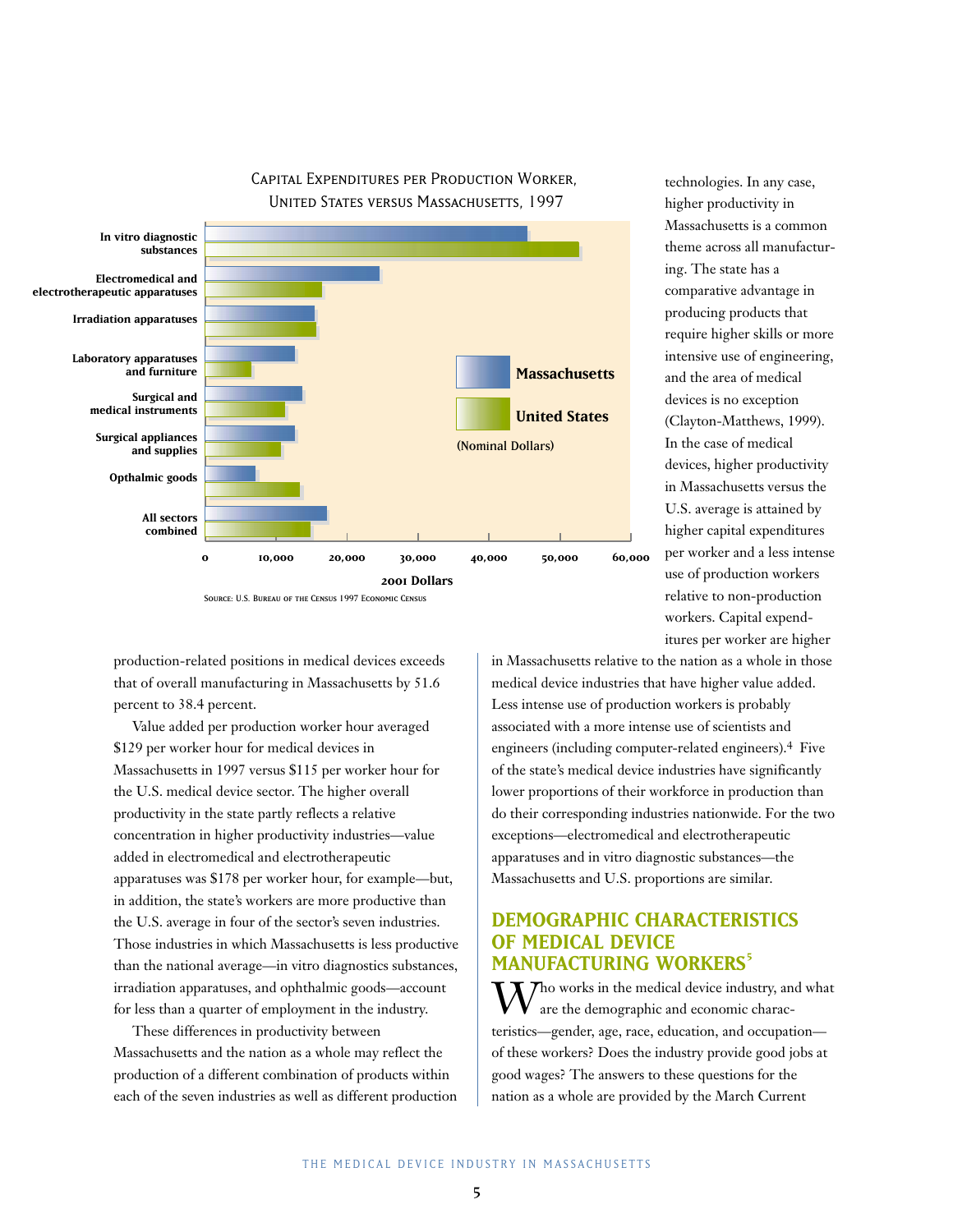Capital Expenditures per Production Worker, United States versus Massachusetts, 1997

Source: U.S. Bureau of the Census 1997 Economic Census

technologies. In any case, higher productivity in Massachusetts is a common theme across all manufacturing. The state has a comparative advantage in producing products that require higher skills or more intensive use of engineering, and the area of medical devices is no exception (Clayton-Matthews, 1999). In the case of medical devices, higher productivity in Massachusetts versus the U.S. average is attained by higher capital expenditures per worker and a less intense use of production workers relative to non-production workers. Capital expenditures per worker are higher in Massachusetts relative to the nation as a whole in those medical device industries that have higher value added. Less intense use of production workers is probably associated with a more intense use of scientists and engineers (including computer-related engineers).[4] Five of the state's medical device industries have significantly lower proportions of their workforce in production than do their corresponding industries nationwide. For the two exceptions—electromedical and electrotherapeutic apparatuses and in vitro diagnostic substances—the Massachusetts and U.S. proportions are similar.

production-related positions in medical devices exceeds that of overall manufacturing in Massachusetts by 51.6 percent to 38.4 percent.

Value added per production worker hour averaged $129 per worker hour for medical devices in Massachusetts in 1997 versus $115 per worker hour for the U.S. medical device sector. The higher overall productivity in the state partly reflects a relative concentration in higher productivity industries—value added in electromedical and electrotherapeutic apparatuses was $178 per worker hour, for example—but, in addition, the state's workers are more productive than the U.S. average in four of the sector's seven industries. Those industries in which Massachusetts is less productive than the national average—in vitro diagnostics substances, irradiation apparatuses, and ophthalmic goods—account for less than a quarter of employment in the industry.

These differences in productivity between Massachusetts and the nation as a whole may reflect the production of a different combination of products within each of the seven industries as well as different production

## DEMOGRAPHIC CHARACTERISTICS OF MEDICAL DEVICE MANUFACTURING WORKERS[5]

Who works in the medical device industry, and what are the demographic and economic characteristics—gender, age, race, education, and occupation—of these workers? Does the industry provide good jobs at good wages? The answers to these questions for the nation as a whole are provided by the March Current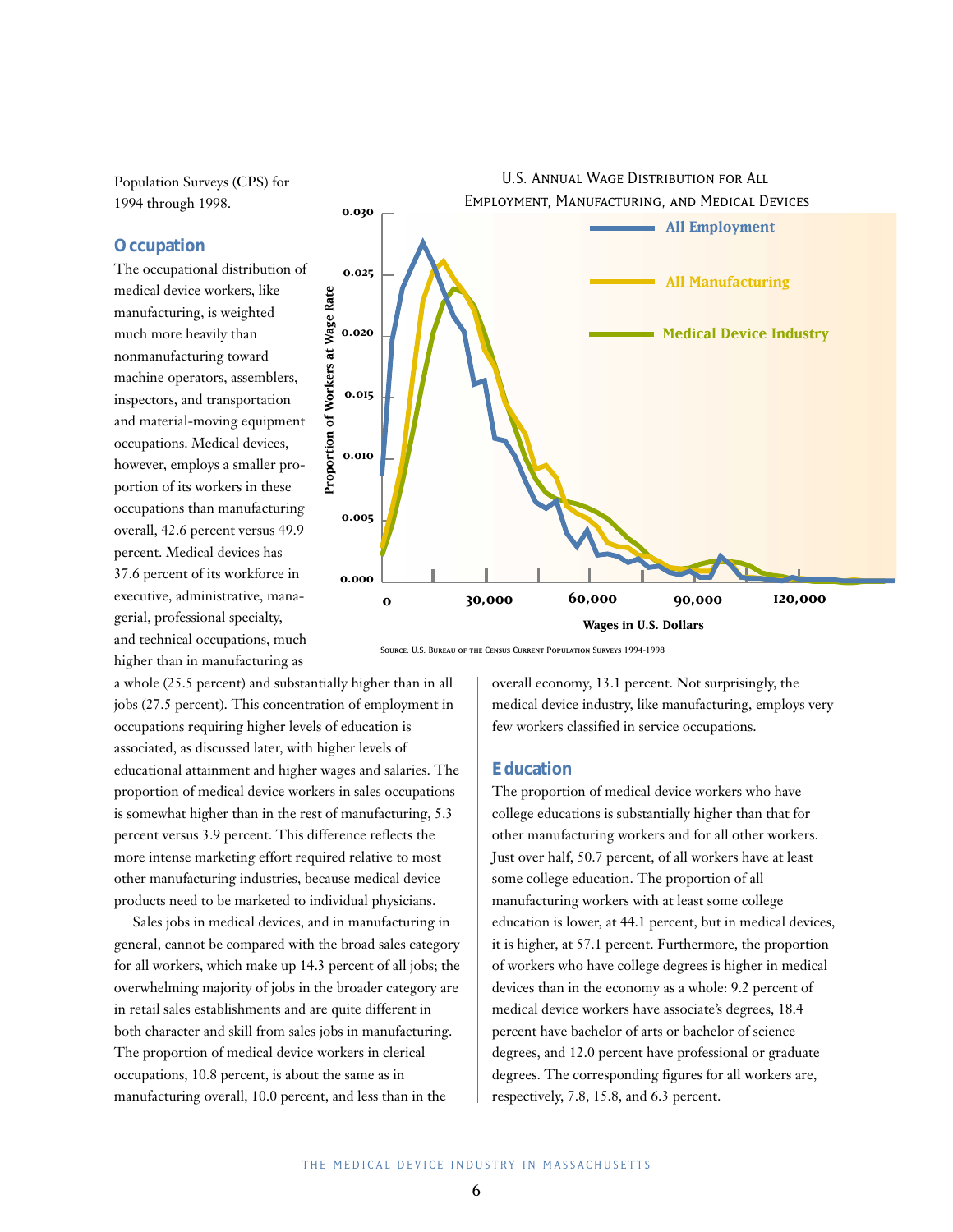Population Surveys (CPS) for 1994 through 1998.

U.S. Annual Wage Distribution for All Employment, Manufacturing, and Medical Devices

Source: U.S. Bureau of the Census Current Population Surveys 1994-1998

## Occupation

The occupational distribution of medical device workers, like manufacturing, is weighted much more heavily than nonmanufacturing toward machine operators, assemblers, inspectors, and transportation and material-moving equipment occupations. Medical devices, however, employs a smaller proportion of its workers in these occupations than manufacturing overall, 42.6 percent versus 49.9 percent. Medical devices has 37.6 percent of its workforce in executive, administrative, managerial, professional specialty, and technical occupations, much higher than in manufacturing as a whole (25.5 percent) and substantially higher than in all jobs (27.5 percent). This concentration of employment in occupations requiring higher levels of education is associated, as discussed later, with higher levels of educational attainment and higher wages and salaries. The proportion of medical device workers in sales occupations is somewhat higher than in the rest of manufacturing, 5.3 percent versus 3.9 percent. This difference reflects the more intense marketing effort required relative to most other manufacturing industries, because medical device products need to be marketed to individual physicians.

Sales jobs in medical devices, and in manufacturing in general, cannot be compared with the broad sales category for all workers, which make up 14.3 percent of all jobs; the overwhelming majority of jobs in the broader category are in retail sales establishments and are quite different in both character and skill from sales jobs in manufacturing. The proportion of medical device workers in clerical occupations, 10.8 percent, is about the same as in manufacturing overall, 10.0 percent, and less than in the overall economy, 13.1 percent. Not surprisingly, the medical device industry, like manufacturing, employs very few workers classified in service occupations.

## Education

The proportion of medical device workers who have college educations is substantially higher than that for other manufacturing workers and for all other workers. Just over half, 50.7 percent, of all workers have at least some college education. The proportion of all manufacturing workers with at least some college education is lower, at 44.1 percent, but in medical devices, it is higher, at 57.1 percent. Furthermore, the proportion of workers who have college degrees is higher in medical devices than in the economy as a whole: 9.2 percent of medical device workers have associate's degrees, 18.4 percent have bachelor of arts or bachelor of science degrees, and 12.0 percent have professional or graduate degrees. The corresponding figures for all workers are, respectively, 7.8, 15.8, and 6.3 percent.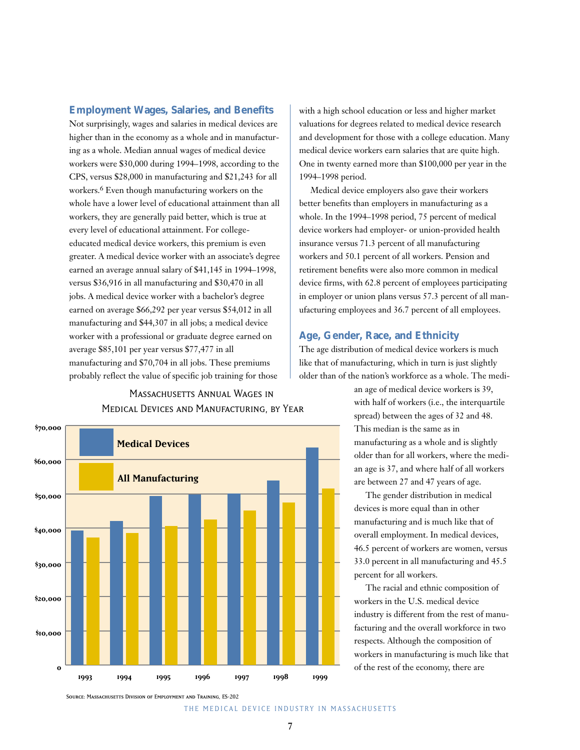## Employment Wages, Salaries, and Benefits

Not surprisingly, wages and salaries in medical devices are higher than in the economy as a whole and in manufacturing as a whole. Median annual wages of medical device workers were $30,000 during 1994–1998, according to the CPS, versus $28,000 in manufacturing and $21,243 for all workers.[6] Even though manufacturing workers on the whole have a lower level of educational attainment than all workers, they are generally paid better, which is true at every level of educational attainment. For college-educated medical device workers, this premium is even greater. A medical device worker with an associate's degree earned an average annual salary of $41,145 in 1994–1998, versus $36,916 in all manufacturing and $30,470 in all jobs. A medical device worker with a bachelor's degree earned on average $66,292 per year versus $54,012 in all manufacturing and $44,307 in all jobs; a medical device worker with a professional or graduate degree earned on average $85,101 per year versus $77,477 in all manufacturing and $70,704 in all jobs. These premiums probably reflect the value of specific job training for those with a high school education or less and higher market valuations for degrees related to medical device research and development for those with a college education. Many medical device workers earn salaries that are quite high. One in twenty earned more than $100,000 per year in the 1994–1998 period.

Medical device employers also gave their workers better benefits than employers in manufacturing as a whole. In the 1994–1998 period, 75 percent of medical device workers had employer- or union-provided health insurance versus 71.3 percent of all manufacturing workers and 50.1 percent of all workers. Pension and retirement benefits were also more common in medical device firms, with 62.8 percent of employees participating in employer or union plans versus 57.3 percent of all manufacturing employees and 36.7 percent of all employees.

## Age, Gender, Race, and Ethnicity

The age distribution of medical device workers is much like that of manufacturing, which in turn is just slightly older than of the nation's workforce as a whole. The median age of medical device workers is 39, with half of workers (i.e., the interquartile spread) between the ages of 32 and 48. This median is the same as in manufacturing as a whole and is slightly older than for all workers, where the median age is 37, and where half of all workers are between 27 and 47 years of age.

The gender distribution in medical devices is more equal than in other manufacturing and is much like that of overall employment. In medical devices, 46.5 percent of workers are women, versus 33.0 percent in all manufacturing and 45.5 percent for all workers.

The racial and ethnic composition of workers in the U.S. medical device industry is different from the rest of manufacturing and the overall workforce in two respects. Although the composition of workers in manufacturing is much like that of the rest of the economy, there are

### Massachusetts Annual Wages in Medical Devices and Manufacturing, by Year

| Year | Medical Devices | All Manufacturing |
|---|---|---|
| 1993 | ~$39,000 | ~$37,000 |
| 1994 | ~$42,000 | ~$38,500 |
| 1995 | ~$49,500 | ~$40,500 |
| 1996 | ~$50,000 | ~$42,500 |
| 1997 | ~$50,000 | ~$45,000 |
| 1998 | ~$54,000 | ~$47,500 |
| 1999 | ~$63,500 | ~$51,500 |

Source: Massachusetts Division of Employment and Training, ES-202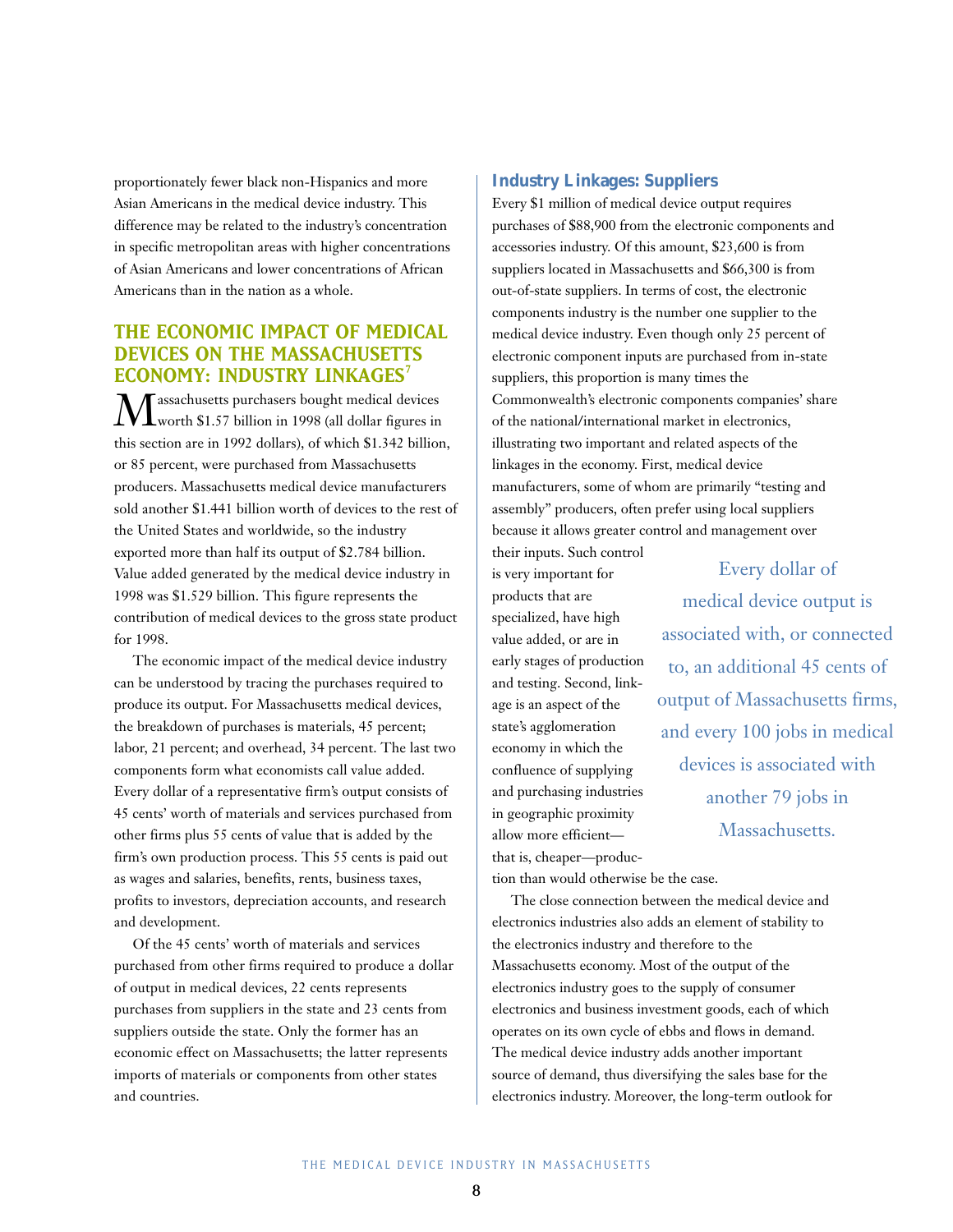proportionately fewer black non-Hispanics and more Asian Americans in the medical device industry. This difference may be related to the industry's concentration in specific metropolitan areas with higher concentrations of Asian Americans and lower concentrations of African Americans than in the nation as a whole.

## THE ECONOMIC IMPACT OF MEDICAL DEVICES ON THE MASSACHUSETTS ECONOMY: INDUSTRY LINKAGES[7]

Massachusetts purchasers bought medical devices worth $1.57 billion in 1998 (all dollar figures in this section are in 1992 dollars), of which $1.342 billion, or 85 percent, were purchased from Massachusetts producers. Massachusetts medical device manufacturers sold another $1.441 billion worth of devices to the rest of the United States and worldwide, so the industry exported more than half its output of $2.784 billion. Value added generated by the medical device industry in 1998 was $1.529 billion. This figure represents the contribution of medical devices to the gross state product for 1998.

The economic impact of the medical device industry can be understood by tracing the purchases required to produce its output. For Massachusetts medical devices, the breakdown of purchases is materials, 45 percent; labor, 21 percent; and overhead, 34 percent. The last two components form what economists call value added. Every dollar of a representative firm's output consists of 45 cents' worth of materials and services purchased from other firms plus 55 cents of value that is added by the firm's own production process. This 55 cents is paid out as wages and salaries, benefits, rents, business taxes, profits to investors, depreciation accounts, and research and development.

Of the 45 cents' worth of materials and services purchased from other firms required to produce a dollar of output in medical devices, 22 cents represents purchases from suppliers in the state and 23 cents from suppliers outside the state. Only the former has an economic effect on Massachusetts; the latter represents imports of materials or components from other states and countries.

### Industry Linkages: Suppliers

Every $1 million of medical device output requires purchases of $88,900 from the electronic components and accessories industry. Of this amount, $23,600 is from suppliers located in Massachusetts and $66,300 is from out-of-state suppliers. In terms of cost, the electronic components industry is the number one supplier to the medical device industry. Even though only 25 percent of electronic component inputs are purchased from in-state suppliers, this proportion is many times the Commonwealth's electronic components companies' share of the national/international market in electronics, illustrating two important and related aspects of the linkages in the economy. First, medical device manufacturers, some of whom are primarily "testing and assembly" producers, often prefer using local suppliers because it allows greater control and management over their inputs. Such control is very important for products that are specialized, have high value added, or are in early stages of production and testing. Second, linkage is an aspect of the state's agglomeration economy in which the confluence of supplying and purchasing industries in geographic proximity allow more efficient—that is, cheaper—production than would otherwise be the case.

> Every dollar of medical device output is associated with, or connected to, an additional 45 cents of output of Massachusetts firms, and every 100 jobs in medical devices is associated with another 79 jobs in Massachusetts.

The close connection between the medical device and electronics industries also adds an element of stability to the electronics industry and therefore to the Massachusetts economy. Most of the output of the electronics industry goes to the supply of consumer electronics and business investment goods, each of which operates on its own cycle of ebbs and flows in demand. The medical device industry adds another important source of demand, thus diversifying the sales base for the electronics industry. Moreover, the long-term outlook for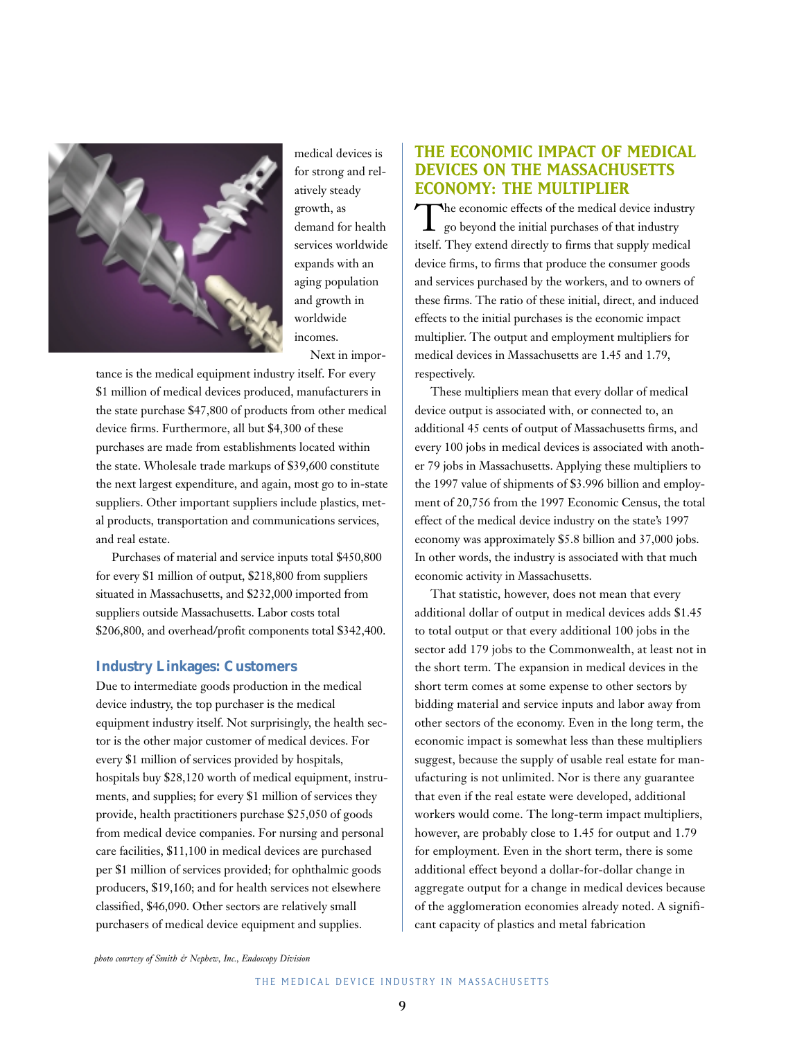medical devices is for strong and relatively steady growth, as demand for health services worldwide expands with an aging population and growth in worldwide incomes.

Next in importance is the medical equipment industry itself. For every $1 million of medical devices produced, manufacturers in the state purchase $47,800 of products from other medical device firms. Furthermore, all but $4,300 of these purchases are made from establishments located within the state. Wholesale trade markups of $39,600 constitute the next largest expenditure, and again, most go to in-state suppliers. Other important suppliers include plastics, metal products, transportation and communications services, and real estate.

Purchases of material and service inputs total $450,800 for every $1 million of output, $218,800 from suppliers situated in Massachusetts, and $232,000 imported from suppliers outside Massachusetts. Labor costs total $206,800, and overhead/profit components total $342,400.

### Industry Linkages: Customers

Due to intermediate goods production in the medical device industry, the top purchaser is the medical equipment industry itself. Not surprisingly, the health sector is the other major customer of medical devices. For every $1 million of services provided by hospitals, hospitals buy $28,120 worth of medical equipment, instruments, and supplies; for every $1 million of services they provide, health practitioners purchase $25,050 of goods from medical device companies. For nursing and personal care facilities, $11,100 in medical devices are purchased per $1 million of services provided; for ophthalmic goods producers, $19,160; and for health services not elsewhere classified, $46,090. Other sectors are relatively small purchasers of medical device equipment and supplies.

*photo courtesy of Smith & Nephew, Inc., Endoscopy Division*

## THE ECONOMIC IMPACT OF MEDICAL DEVICES ON THE MASSACHUSETTS ECONOMY: THE MULTIPLIER

The economic effects of the medical device industry go beyond the initial purchases of that industry itself. They extend directly to firms that supply medical device firms, to firms that produce the consumer goods and services purchased by the workers, and to owners of these firms. The ratio of these initial, direct, and induced effects to the initial purchases is the economic impact multiplier. The output and employment multipliers for medical devices in Massachusetts are 1.45 and 1.79, respectively.

These multipliers mean that every dollar of medical device output is associated with, or connected to, an additional 45 cents of output of Massachusetts firms, and every 100 jobs in medical devices is associated with another 79 jobs in Massachusetts. Applying these multipliers to the 1997 value of shipments of $3.996 billion and employment of 20,756 from the 1997 Economic Census, the total effect of the medical device industry on the state's 1997 economy was approximately $5.8 billion and 37,000 jobs. In other words, the industry is associated with that much economic activity in Massachusetts.

That statistic, however, does not mean that every additional dollar of output in medical devices adds $1.45 to total output or that every additional 100 jobs in the sector add 179 jobs to the Commonwealth, at least not in the short term. The expansion in medical devices in the short term comes at some expense to other sectors by bidding material and service inputs and labor away from other sectors of the economy. Even in the long term, the economic impact is somewhat less than these multipliers suggest, because the supply of usable real estate for manufacturing is not unlimited. Nor is there any guarantee that even if the real estate were developed, additional workers would come. The long-term impact multipliers, however, are probably close to 1.45 for output and 1.79 for employment. Even in the short term, there is some additional effect beyond a dollar-for-dollar change in aggregate output for a change in medical devices because of the agglomeration economies already noted. A significant capacity of plastics and metal fabrication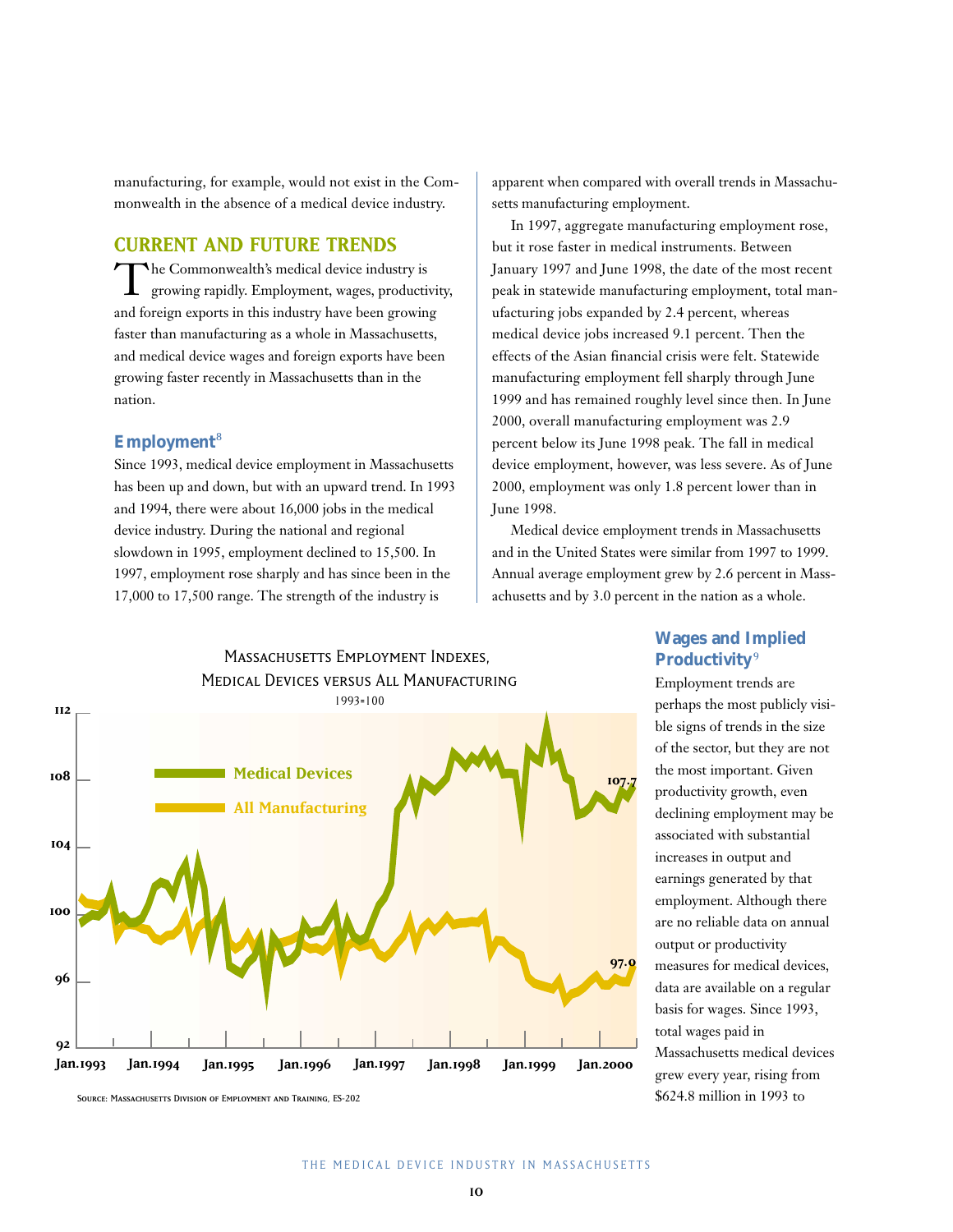manufacturing, for example, would not exist in the Commonwealth in the absence of a medical device industry.

## CURRENT AND FUTURE TRENDS

The Commonwealth's medical device industry is growing rapidly. Employment, wages, productivity, and foreign exports in this industry have been growing faster than manufacturing as a whole in Massachusetts, and medical device wages and foreign exports have been growing faster recently in Massachusetts than in the nation.

### Employment[8]

Since 1993, medical device employment in Massachusetts has been up and down, but with an upward trend. In 1993 and 1994, there were about 16,000 jobs in the medical device industry. During the national and regional slowdown in 1995, employment declined to 15,500. In 1997, employment rose sharply and has since been in the 17,000 to 17,500 range. The strength of the industry is apparent when compared with overall trends in Massachusetts manufacturing employment.

In 1997, aggregate manufacturing employment rose, but it rose faster in medical instruments. Between January 1997 and June 1998, the date of the most recent peak in statewide manufacturing employment, total manufacturing jobs expanded by 2.4 percent, whereas medical device jobs increased 9.1 percent. Then the effects of the Asian financial crisis were felt. Statewide manufacturing employment fell sharply through June 1999 and has remained roughly level since then. In June 2000, overall manufacturing employment was 2.9 percent below its June 1998 peak. The fall in medical device employment, however, was less severe. As of June 2000, employment was only 1.8 percent lower than in June 1998.

Medical device employment trends in Massachusetts and in the United States were similar from 1997 to 1999. Annual average employment grew by 2.6 percent in Massachusetts and by 3.0 percent in the nation as a whole.

MASSACHUSETTS EMPLOYMENT INDEXES, MEDICAL DEVICES VERSUS ALL MANUFACTURING

1993=100

Medical Devices (107.7); All Manufacturing (97.0)

SOURCE: MASSACHUSETTS DIVISION OF EMPLOYMENT AND TRAINING, ES-202

### Wages and Implied Productivity[9]

Employment trends are perhaps the most publicly visible signs of trends in the size of the sector, but they are not the most important. Given productivity growth, even declining employment may be associated with substantial increases in output and earnings generated by that employment. Although there are no reliable data on annual output or productivity measures for medical devices, data are available on a regular basis for wages. Since 1993, total wages paid in Massachusetts medical devices grew every year, rising from \$624.8 million in 1993 to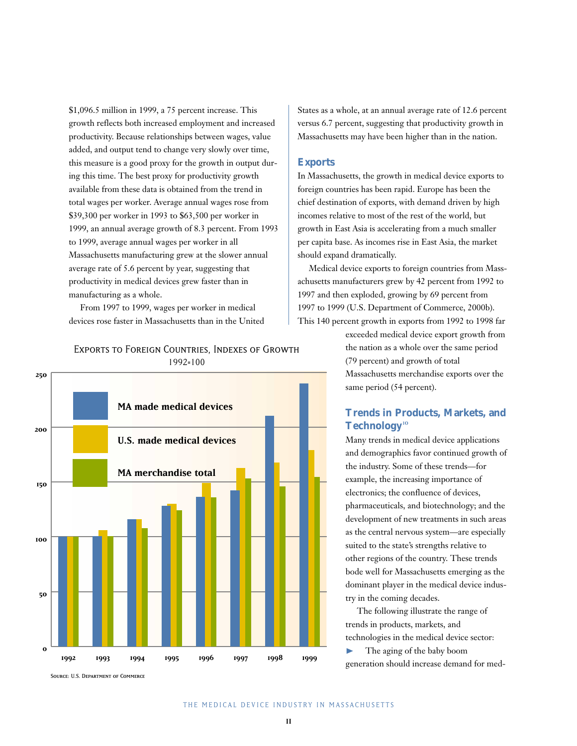$1,096.5 million in 1999, a 75 percent increase. This growth reflects both increased employment and increased productivity. Because relationships between wages, value added, and output tend to change very slowly over time, this measure is a good proxy for the growth in output during this time. The best proxy for productivity growth available from these data is obtained from the trend in total wages per worker. Average annual wages rose from $39,300 per worker in 1993 to $63,500 per worker in 1999, an annual average growth of 8.3 percent. From 1993 to 1999, average annual wages per worker in all Massachusetts manufacturing grew at the slower annual average rate of 5.6 percent by year, suggesting that productivity in medical devices grew faster than in manufacturing as a whole.

From 1997 to 1999, wages per worker in medical devices rose faster in Massachusetts than in the United States as a whole, at an annual average rate of 12.6 percent versus 6.7 percent, suggesting that productivity growth in Massachusetts may have been higher than in the nation.

## Exports

In Massachusetts, the growth in medical device exports to foreign countries has been rapid. Europe has been the chief destination of exports, with demand driven by high incomes relative to most of the rest of the world, but growth in East Asia is accelerating from a much smaller per capita base. As incomes rise in East Asia, the market should expand dramatically.

Medical device exports to foreign countries from Massachusetts manufacturers grew by 42 percent from 1992 to 1997 and then exploded, growing by 69 percent from 1997 to 1999 (U.S. Department of Commerce, 2000b). This 140 percent growth in exports from 1992 to 1998 far exceeded medical device export growth from the nation as a whole over the same period (79 percent) and growth of total Massachusetts merchandise exports over the same period (54 percent).

Exports to Foreign Countries, Indexes of Growth
1992=100

Legend: MA made medical devices; U.S. made medical devices; MA merchandise total

Source: U.S. Department of Commerce

## Trends in Products, Markets, and Technology[10]

Many trends in medical device applications and demographics favor continued growth of the industry. Some of these trends—for example, the increasing importance of electronics; the confluence of devices, pharmaceuticals, and biotechnology; and the development of new treatments in such areas as the central nervous system—are especially suited to the state's strengths relative to other regions of the country. These trends bode well for Massachusetts emerging as the dominant player in the medical device industry in the coming decades.

The following illustrate the range of trends in products, markets, and technologies in the medical device sector:

- The aging of the baby boom generation should increase demand for med-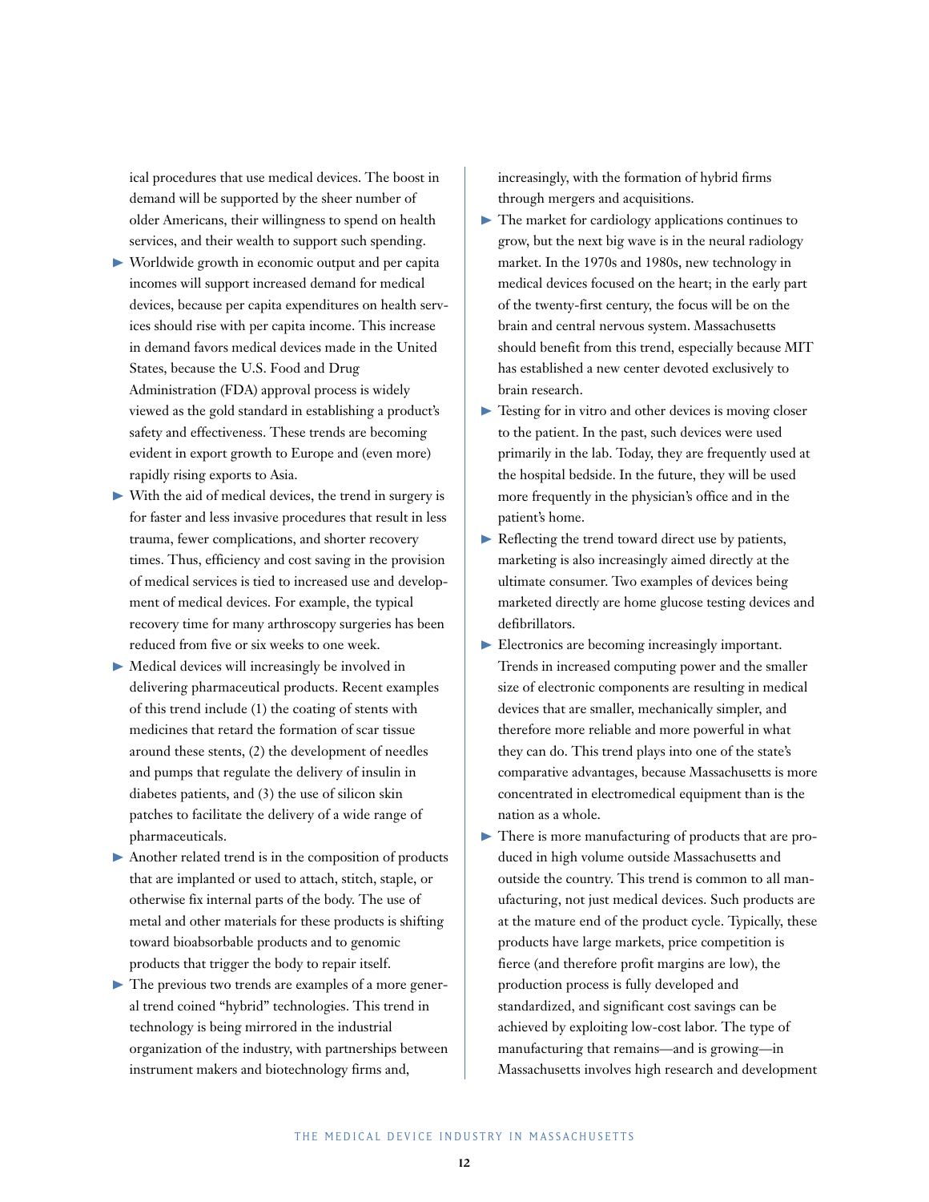ical procedures that use medical devices. The boost in demand will be supported by the sheer number of older Americans, their willingness to spend on health services, and their wealth to support such spending.

- Worldwide growth in economic output and per capita incomes will support increased demand for medical devices, because per capita expenditures on health services should rise with per capita income. This increase in demand favors medical devices made in the United States, because the U.S. Food and Drug Administration (FDA) approval process is widely viewed as the gold standard in establishing a product's safety and effectiveness. These trends are becoming evident in export growth to Europe and (even more) rapidly rising exports to Asia.
- With the aid of medical devices, the trend in surgery is for faster and less invasive procedures that result in less trauma, fewer complications, and shorter recovery times. Thus, efficiency and cost saving in the provision of medical services is tied to increased use and development of medical devices. For example, the typical recovery time for many arthroscopy surgeries has been reduced from five or six weeks to one week.
- Medical devices will increasingly be involved in delivering pharmaceutical products. Recent examples of this trend include (1) the coating of stents with medicines that retard the formation of scar tissue around these stents, (2) the development of needles and pumps that regulate the delivery of insulin in diabetes patients, and (3) the use of silicon skin patches to facilitate the delivery of a wide range of pharmaceuticals.
- Another related trend is in the composition of products that are implanted or used to attach, stitch, staple, or otherwise fix internal parts of the body. The use of metal and other materials for these products is shifting toward bioabsorbable products and to genomic products that trigger the body to repair itself.
- The previous two trends are examples of a more general trend coined "hybrid" technologies. This trend in technology is being mirrored in the industrial organization of the industry, with partnerships between instrument makers and biotechnology firms and, increasingly, with the formation of hybrid firms through mergers and acquisitions.
- The market for cardiology applications continues to grow, but the next big wave is in the neural radiology market. In the 1970s and 1980s, new technology in medical devices focused on the heart; in the early part of the twenty-first century, the focus will be on the brain and central nervous system. Massachusetts should benefit from this trend, especially because MIT has established a new center devoted exclusively to brain research.
- Testing for in vitro and other devices is moving closer to the patient. In the past, such devices were used primarily in the lab. Today, they are frequently used at the hospital bedside. In the future, they will be used more frequently in the physician's office and in the patient's home.
- Reflecting the trend toward direct use by patients, marketing is also increasingly aimed directly at the ultimate consumer. Two examples of devices being marketed directly are home glucose testing devices and defibrillators.
- Electronics are becoming increasingly important. Trends in increased computing power and the smaller size of electronic components are resulting in medical devices that are smaller, mechanically simpler, and therefore more reliable and more powerful in what they can do. This trend plays into one of the state's comparative advantages, because Massachusetts is more concentrated in electromedical equipment than is the nation as a whole.
- There is more manufacturing of products that are produced in high volume outside Massachusetts and outside the country. This trend is common to all manufacturing, not just medical devices. Such products are at the mature end of the product cycle. Typically, these products have large markets, price competition is fierce (and therefore profit margins are low), the production process is fully developed and standardized, and significant cost savings can be achieved by exploiting low-cost labor. The type of manufacturing that remains—and is growing—in Massachusetts involves high research and development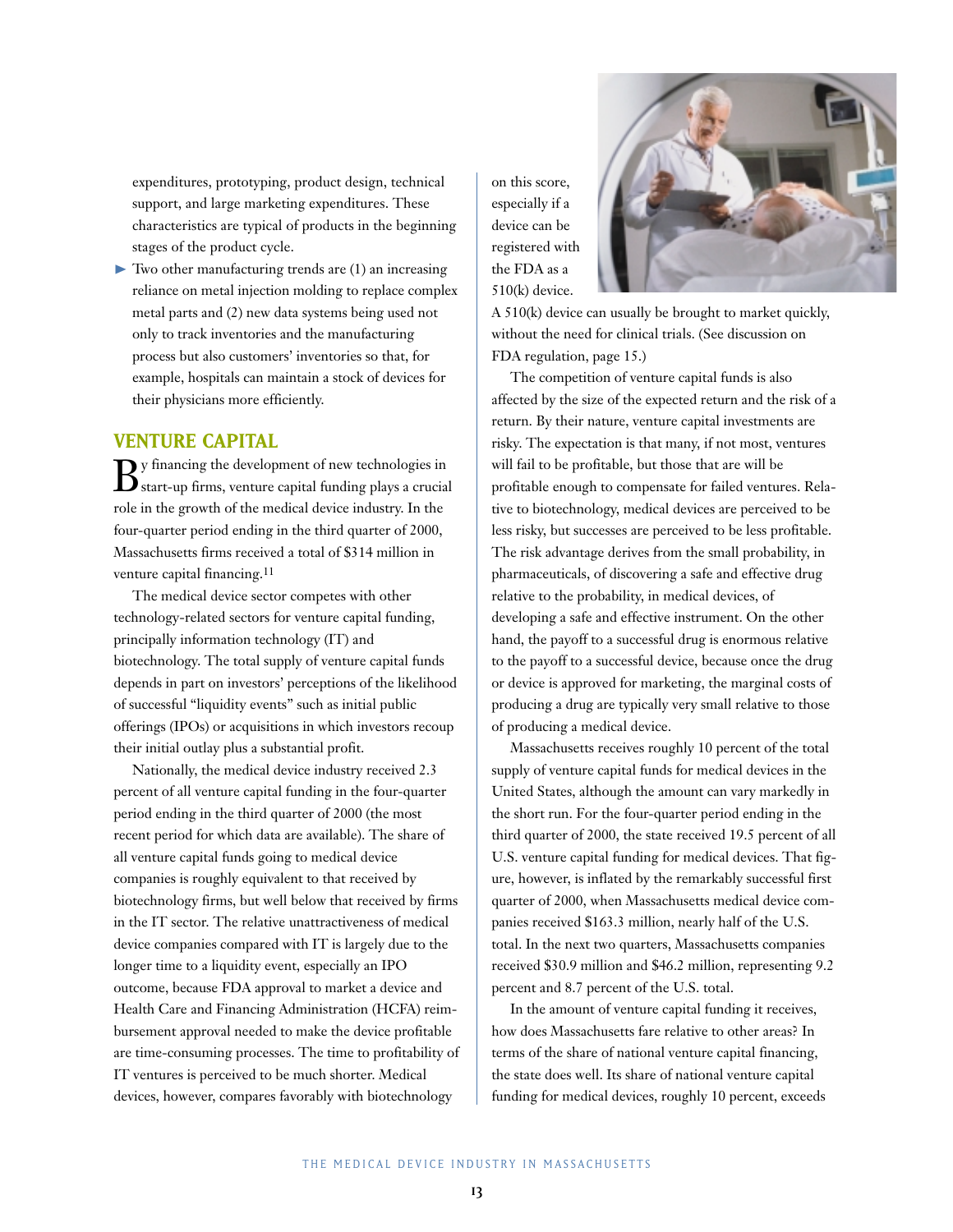expenditures, prototyping, product design, technical support, and large marketing expenditures. These characteristics are typical of products in the beginning stages of the product cycle.

- Two other manufacturing trends are (1) an increasing reliance on metal injection molding to replace complex metal parts and (2) new data systems being used not only to track inventories and the manufacturing process but also customers' inventories so that, for example, hospitals can maintain a stock of devices for their physicians more efficiently.

## VENTURE CAPITAL

By financing the development of new technologies in start-up firms, venture capital funding plays a crucial role in the growth of the medical device industry. In the four-quarter period ending in the third quarter of 2000, Massachusetts firms received a total of $314 million in venture capital financing.[11]

The medical device sector competes with other technology-related sectors for venture capital funding, principally information technology (IT) and biotechnology. The total supply of venture capital funds depends in part on investors' perceptions of the likelihood of successful "liquidity events" such as initial public offerings (IPOs) or acquisitions in which investors recoup their initial outlay plus a substantial profit.

Nationally, the medical device industry received 2.3 percent of all venture capital funding in the four-quarter period ending in the third quarter of 2000 (the most recent period for which data are available). The share of all venture capital funds going to medical device companies is roughly equivalent to that received by biotechnology firms, but well below that received by firms in the IT sector. The relative unattractiveness of medical device companies compared with IT is largely due to the longer time to a liquidity event, especially an IPO outcome, because FDA approval to market a device and Health Care and Financing Administration (HCFA) reimbursement approval needed to make the device profitable are time-consuming processes. The time to profitability of IT ventures is perceived to be much shorter. Medical devices, however, compares favorably with biotechnology on this score, especially if a device can be registered with the FDA as a 510(k) device. A 510(k) device can usually be brought to market quickly, without the need for clinical trials. (See discussion on FDA regulation, page 15.)

The competition of venture capital funds is also affected by the size of the expected return and the risk of a return. By their nature, venture capital investments are risky. The expectation is that many, if not most, ventures will fail to be profitable, but those that are will be profitable enough to compensate for failed ventures. Relative to biotechnology, medical devices are perceived to be less risky, but successes are perceived to be less profitable. The risk advantage derives from the small probability, in pharmaceuticals, of discovering a safe and effective drug relative to the probability, in medical devices, of developing a safe and effective instrument. On the other hand, the payoff to a successful drug is enormous relative to the payoff to a successful device, because once the drug or device is approved for marketing, the marginal costs of producing a drug are typically very small relative to those of producing a medical device.

Massachusetts receives roughly 10 percent of the total supply of venture capital funds for medical devices in the United States, although the amount can vary markedly in the short run. For the four-quarter period ending in the third quarter of 2000, the state received 19.5 percent of all U.S. venture capital funding for medical devices. That figure, however, is inflated by the remarkably successful first quarter of 2000, when Massachusetts medical device companies received $163.3 million, nearly half of the U.S. total. In the next two quarters, Massachusetts companies received $30.9 million and $46.2 million, representing 9.2 percent and 8.7 percent of the U.S. total.

In the amount of venture capital funding it receives, how does Massachusetts fare relative to other areas? In terms of the share of national venture capital financing, the state does well. Its share of national venture capital funding for medical devices, roughly 10 percent, exceeds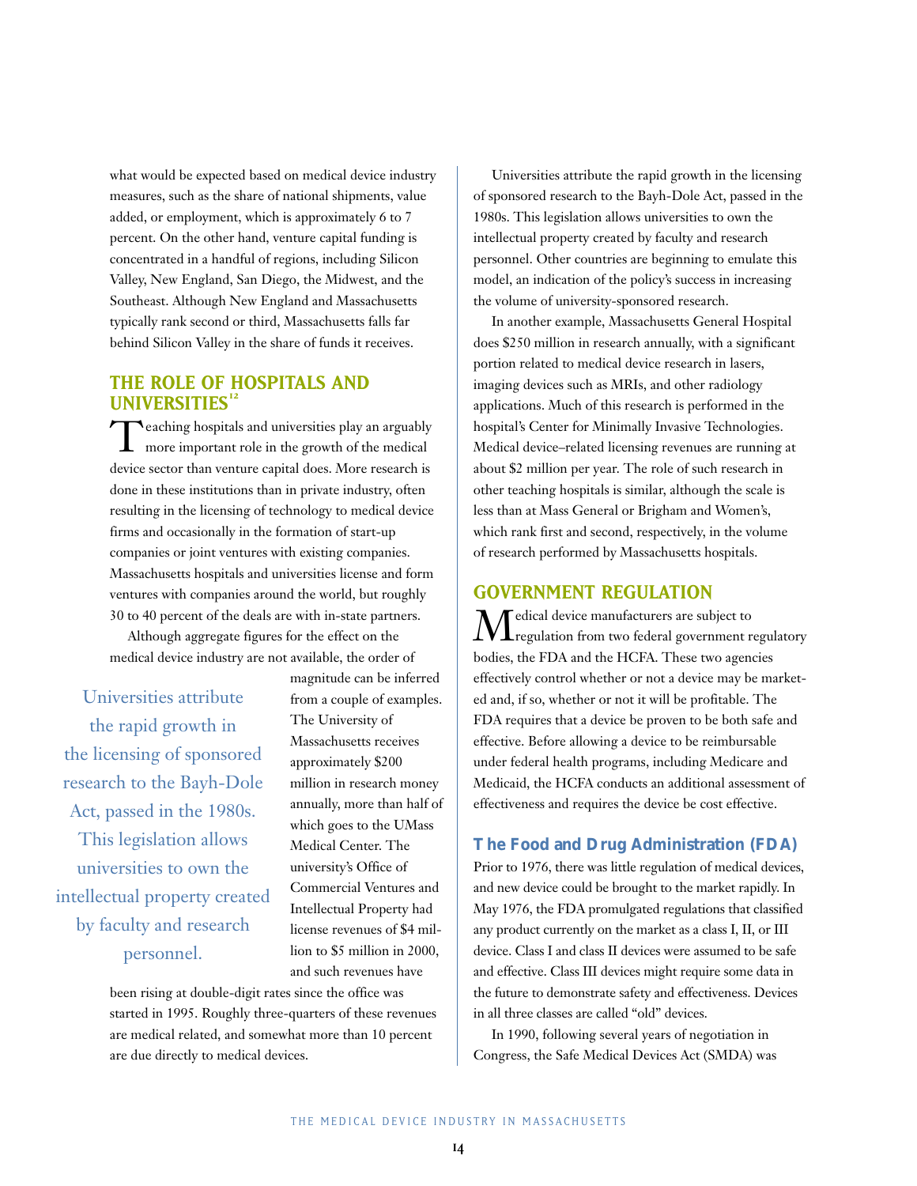what would be expected based on medical device industry measures, such as the share of national shipments, value added, or employment, which is approximately 6 to 7 percent. On the other hand, venture capital funding is concentrated in a handful of regions, including Silicon Valley, New England, San Diego, the Midwest, and the Southeast. Although New England and Massachusetts typically rank second or third, Massachusetts falls far behind Silicon Valley in the share of funds it receives.

## THE ROLE OF HOSPITALS AND UNIVERSITIES[12]

Teaching hospitals and universities play an arguably more important role in the growth of the medical device sector than venture capital does. More research is done in these institutions than in private industry, often resulting in the licensing of technology to medical device firms and occasionally in the formation of start-up companies or joint ventures with existing companies. Massachusetts hospitals and universities license and form ventures with companies around the world, but roughly 30 to 40 percent of the deals are with in-state partners.

Although aggregate figures for the effect on the medical device industry are not available, the order of magnitude can be inferred from a couple of examples. The University of Massachusetts receives approximately $200 million in research money annually, more than half of which goes to the UMass Medical Center. The university's Office of Commercial Ventures and Intellectual Property had license revenues of $4 million to $5 million in 2000, and such revenues have been rising at double-digit rates since the office was started in 1995. Roughly three-quarters of these revenues are medical related, and somewhat more than 10 percent are due directly to medical devices.

> Universities attribute the rapid growth in the licensing of sponsored research to the Bayh-Dole Act, passed in the 1980s. This legislation allows universities to own the intellectual property created by faculty and research personnel.

Universities attribute the rapid growth in the licensing of sponsored research to the Bayh-Dole Act, passed in the 1980s. This legislation allows universities to own the intellectual property created by faculty and research personnel. Other countries are beginning to emulate this model, an indication of the policy's success in increasing the volume of university-sponsored research.

In another example, Massachusetts General Hospital does $250 million in research annually, with a significant portion related to medical device research in lasers, imaging devices such as MRIs, and other radiology applications. Much of this research is performed in the hospital's Center for Minimally Invasive Technologies. Medical device–related licensing revenues are running at about $2 million per year. The role of such research in other teaching hospitals is similar, although the scale is less than at Mass General or Brigham and Women's, which rank first and second, respectively, in the volume of research performed by Massachusetts hospitals.

## GOVERNMENT REGULATION

Medical device manufacturers are subject to regulation from two federal government regulatory bodies, the FDA and the HCFA. These two agencies effectively control whether or not a device may be marketed and, if so, whether or not it will be profitable. The FDA requires that a device be proven to be both safe and effective. Before allowing a device to be reimbursable under federal health programs, including Medicare and Medicaid, the HCFA conducts an additional assessment of effectiveness and requires the device be cost effective.

### The Food and Drug Administration (FDA)

Prior to 1976, there was little regulation of medical devices, and new device could be brought to the market rapidly. In May 1976, the FDA promulgated regulations that classified any product currently on the market as a class I, II, or III device. Class I and class II devices were assumed to be safe and effective. Class III devices might require some data in the future to demonstrate safety and effectiveness. Devices in all three classes are called "old" devices.

In 1990, following several years of negotiation in Congress, the Safe Medical Devices Act (SMDA) was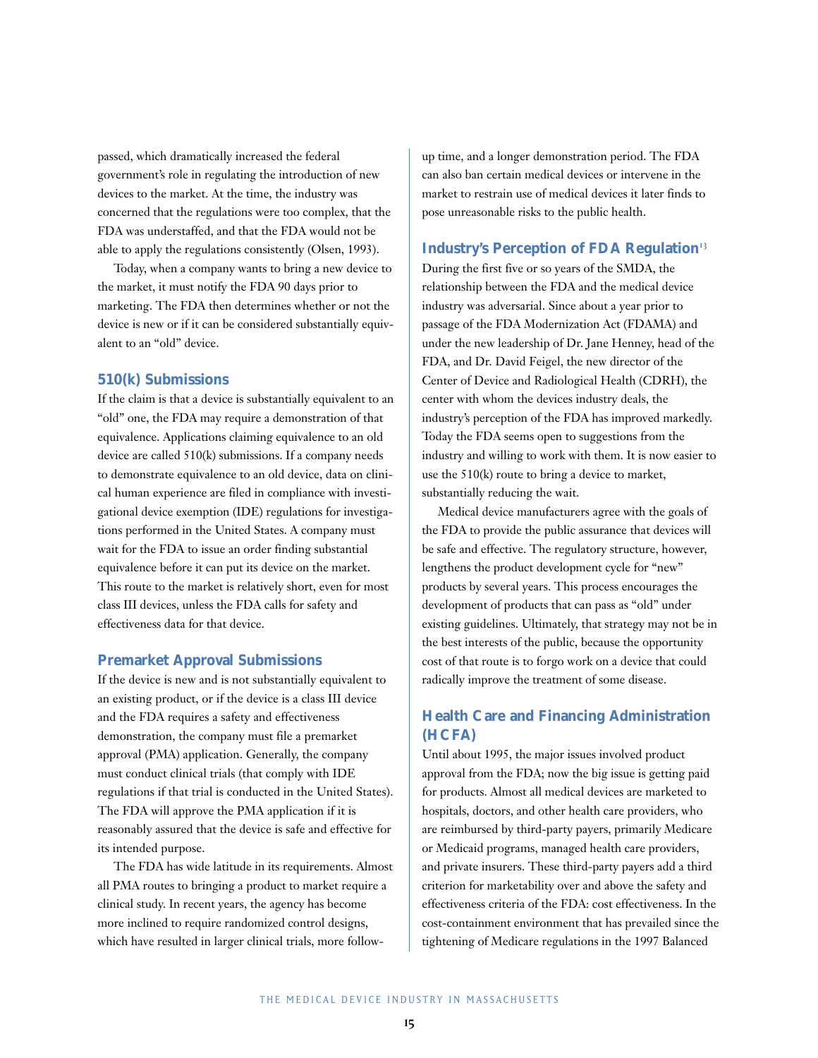passed, which dramatically increased the federal government's role in regulating the introduction of new devices to the market. At the time, the industry was concerned that the regulations were too complex, that the FDA was understaffed, and that the FDA would not be able to apply the regulations consistently (Olsen, 1993).

Today, when a company wants to bring a new device to the market, it must notify the FDA 90 days prior to marketing. The FDA then determines whether or not the device is new or if it can be considered substantially equivalent to an "old" device.

### 510(k) Submissions

If the claim is that a device is substantially equivalent to an "old" one, the FDA may require a demonstration of that equivalence. Applications claiming equivalence to an old device are called 510(k) submissions. If a company needs to demonstrate equivalence to an old device, data on clinical human experience are filed in compliance with investigational device exemption (IDE) regulations for investigations performed in the United States. A company must wait for the FDA to issue an order finding substantial equivalence before it can put its device on the market. This route to the market is relatively short, even for most class III devices, unless the FDA calls for safety and effectiveness data for that device.

### Premarket Approval Submissions

If the device is new and is not substantially equivalent to an existing product, or if the device is a class III device and the FDA requires a safety and effectiveness demonstration, the company must file a premarket approval (PMA) application. Generally, the company must conduct clinical trials (that comply with IDE regulations if that trial is conducted in the United States). The FDA will approve the PMA application if it is reasonably assured that the device is safe and effective for its intended purpose.

The FDA has wide latitude in its requirements. Almost all PMA routes to bringing a product to market require a clinical study. In recent years, the agency has become more inclined to require randomized control designs, which have resulted in larger clinical trials, more follow-up time, and a longer demonstration period. The FDA can also ban certain medical devices or intervene in the market to restrain use of medical devices it later finds to pose unreasonable risks to the public health.

### Industry's Perception of FDA Regulation[13]

During the first five or so years of the SMDA, the relationship between the FDA and the medical device industry was adversarial. Since about a year prior to passage of the FDA Modernization Act (FDAMA) and under the new leadership of Dr. Jane Henney, head of the FDA, and Dr. David Feigel, the new director of the Center of Device and Radiological Health (CDRH), the center with whom the devices industry deals, the industry's perception of the FDA has improved markedly. Today the FDA seems open to suggestions from the industry and willing to work with them. It is now easier to use the 510(k) route to bring a device to market, substantially reducing the wait.

Medical device manufacturers agree with the goals of the FDA to provide the public assurance that devices will be safe and effective. The regulatory structure, however, lengthens the product development cycle for "new" products by several years. This process encourages the development of products that can pass as "old" under existing guidelines. Ultimately, that strategy may not be in the best interests of the public, because the opportunity cost of that route is to forgo work on a device that could radically improve the treatment of some disease.

## Health Care and Financing Administration (HCFA)

Until about 1995, the major issues involved product approval from the FDA; now the big issue is getting paid for products. Almost all medical devices are marketed to hospitals, doctors, and other health care providers, who are reimbursed by third-party payers, primarily Medicare or Medicaid programs, managed health care providers, and private insurers. These third-party payers add a third criterion for marketability over and above the safety and effectiveness criteria of the FDA: cost effectiveness. In the cost-containment environment that has prevailed since the tightening of Medicare regulations in the 1997 Balanced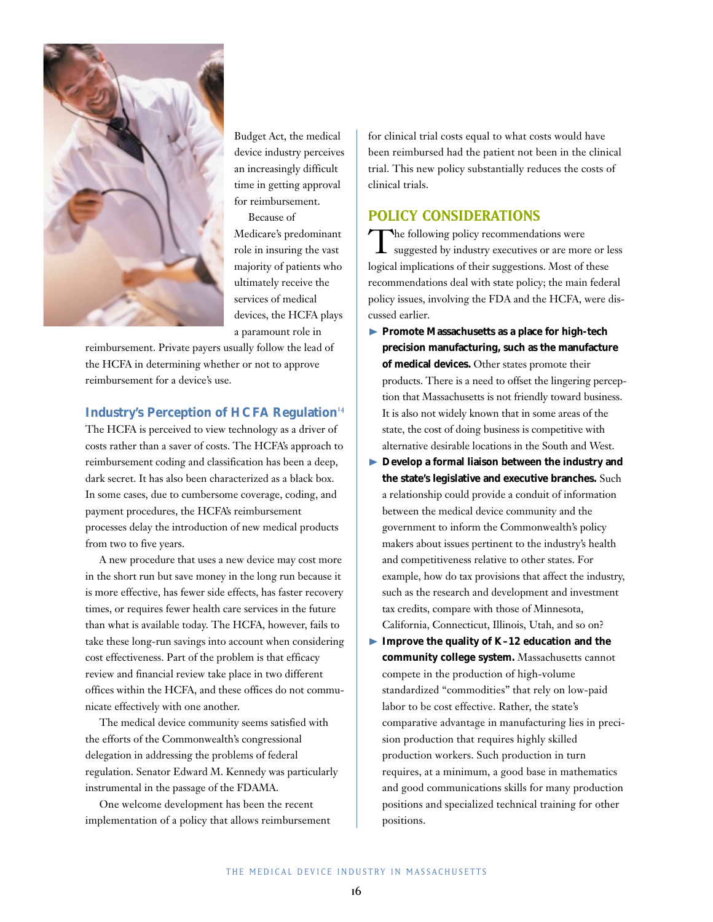Budget Act, the medical device industry perceives an increasingly difficult time in getting approval for reimbursement.

Because of Medicare's predominant role in insuring the vast majority of patients who ultimately receive the services of medical devices, the HCFA plays a paramount role in reimbursement. Private payers usually follow the lead of the HCFA in determining whether or not to approve reimbursement for a device's use.

### Industry's Perception of HCFA Regulation[14]

The HCFA is perceived to view technology as a driver of costs rather than a saver of costs. The HCFA's approach to reimbursement coding and classification has been a deep, dark secret. It has also been characterized as a black box. In some cases, due to cumbersome coverage, coding, and payment procedures, the HCFA's reimbursement processes delay the introduction of new medical products from two to five years.

A new procedure that uses a new device may cost more in the short run but save money in the long run because it is more effective, has fewer side effects, has faster recovery times, or requires fewer health care services in the future than what is available today. The HCFA, however, fails to take these long-run savings into account when considering cost effectiveness. Part of the problem is that efficacy review and financial review take place in two different offices within the HCFA, and these offices do not communicate effectively with one another.

The medical device community seems satisfied with the efforts of the Commonwealth's congressional delegation in addressing the problems of federal regulation. Senator Edward M. Kennedy was particularly instrumental in the passage of the FDAMA.

One welcome development has been the recent implementation of a policy that allows reimbursement for clinical trial costs equal to what costs would have been reimbursed had the patient not been in the clinical trial. This new policy substantially reduces the costs of clinical trials.

## POLICY CONSIDERATIONS

The following policy recommendations were suggested by industry executives or are more or less logical implications of their suggestions. Most of these recommendations deal with state policy; the main federal policy issues, involving the FDA and the HCFA, were discussed earlier.

- **Promote Massachusetts as a place for high-tech precision manufacturing, such as the manufacture of medical devices.** Other states promote their products. There is a need to offset the lingering perception that Massachusetts is not friendly toward business. It is also not widely known that in some areas of the state, the cost of doing business is competitive with alternative desirable locations in the South and West.
- **Develop a formal liaison between the industry and the state's legislative and executive branches.** Such a relationship could provide a conduit of information between the medical device community and the government to inform the Commonwealth's policy makers about issues pertinent to the industry's health and competitiveness relative to other states. For example, how do tax provisions that affect the industry, such as the research and development and investment tax credits, compare with those of Minnesota, California, Connecticut, Illinois, Utah, and so on?
- **Improve the quality of K–12 education and the community college system.** Massachusetts cannot compete in the production of high-volume standardized "commodities" that rely on low-paid labor to be cost effective. Rather, the state's comparative advantage in manufacturing lies in precision production that requires highly skilled production workers. Such production in turn requires, at a minimum, a good base in mathematics and good communications skills for many production positions and specialized technical training for other positions.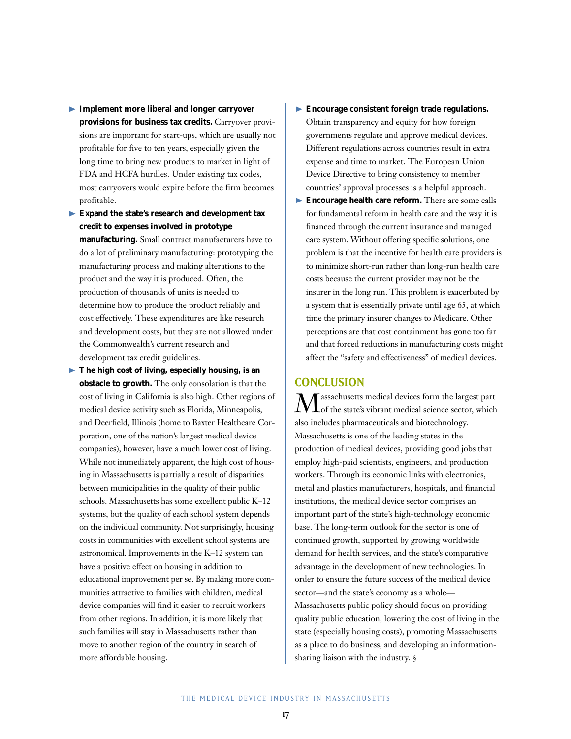- **Implement more liberal and longer carryover provisions for business tax credits.** Carryover provisions are important for start-ups, which are usually not profitable for five to ten years, especially given the long time to bring new products to market in light of FDA and HCFA hurdles. Under existing tax codes, most carryovers would expire before the firm becomes profitable.
- **Expand the state's research and development tax credit to expenses involved in prototype manufacturing.** Small contract manufacturers have to do a lot of preliminary manufacturing: prototyping the manufacturing process and making alterations to the product and the way it is produced. Often, the production of thousands of units is needed to determine how to produce the product reliably and cost effectively. These expenditures are like research and development costs, but they are not allowed under the Commonwealth's current research and development tax credit guidelines.
- **The high cost of living, especially housing, is an obstacle to growth.** The only consolation is that the cost of living in California is also high. Other regions of medical device activity such as Florida, Minneapolis, and Deerfield, Illinois (home to Baxter Healthcare Corporation, one of the nation's largest medical device companies), however, have a much lower cost of living. While not immediately apparent, the high cost of housing in Massachusetts is partially a result of disparities between municipalities in the quality of their public schools. Massachusetts has some excellent public K–12 systems, but the quality of each school system depends on the individual community. Not surprisingly, housing costs in communities with excellent school systems are astronomical. Improvements in the K–12 system can have a positive effect on housing in addition to educational improvement per se. By making more communities attractive to families with children, medical device companies will find it easier to recruit workers from other regions. In addition, it is more likely that such families will stay in Massachusetts rather than move to another region of the country in search of more affordable housing.
- **Encourage consistent foreign trade regulations.** Obtain transparency and equity for how foreign governments regulate and approve medical devices. Different regulations across countries result in extra expense and time to market. The European Union Device Directive to bring consistency to member countries' approval processes is a helpful approach.
- **Encourage health care reform.** There are some calls for fundamental reform in health care and the way it is financed through the current insurance and managed care system. Without offering specific solutions, one problem is that the incentive for health care providers is to minimize short-run rather than long-run health care costs because the current provider may not be the insurer in the long run. This problem is exacerbated by a system that is essentially private until age 65, at which time the primary insurer changes to Medicare. Other perceptions are that cost containment has gone too far and that forced reductions in manufacturing costs might affect the "safety and effectiveness" of medical devices.

## CONCLUSION

Massachusetts medical devices form the largest part of the state's vibrant medical science sector, which also includes pharmaceuticals and biotechnology. Massachusetts is one of the leading states in the production of medical devices, providing good jobs that employ high-paid scientists, engineers, and production workers. Through its economic links with electronics, metal and plastics manufacturers, hospitals, and financial institutions, the medical device sector comprises an important part of the state's high-technology economic base. The long-term outlook for the sector is one of continued growth, supported by growing worldwide demand for health services, and the state's comparative advantage in the development of new technologies. In order to ensure the future success of the medical device sector—and the state's economy as a whole—Massachusetts public policy should focus on providing quality public education, lowering the cost of living in the state (especially housing costs), promoting Massachusetts as a place to do business, and developing an information-sharing liaison with the industry. §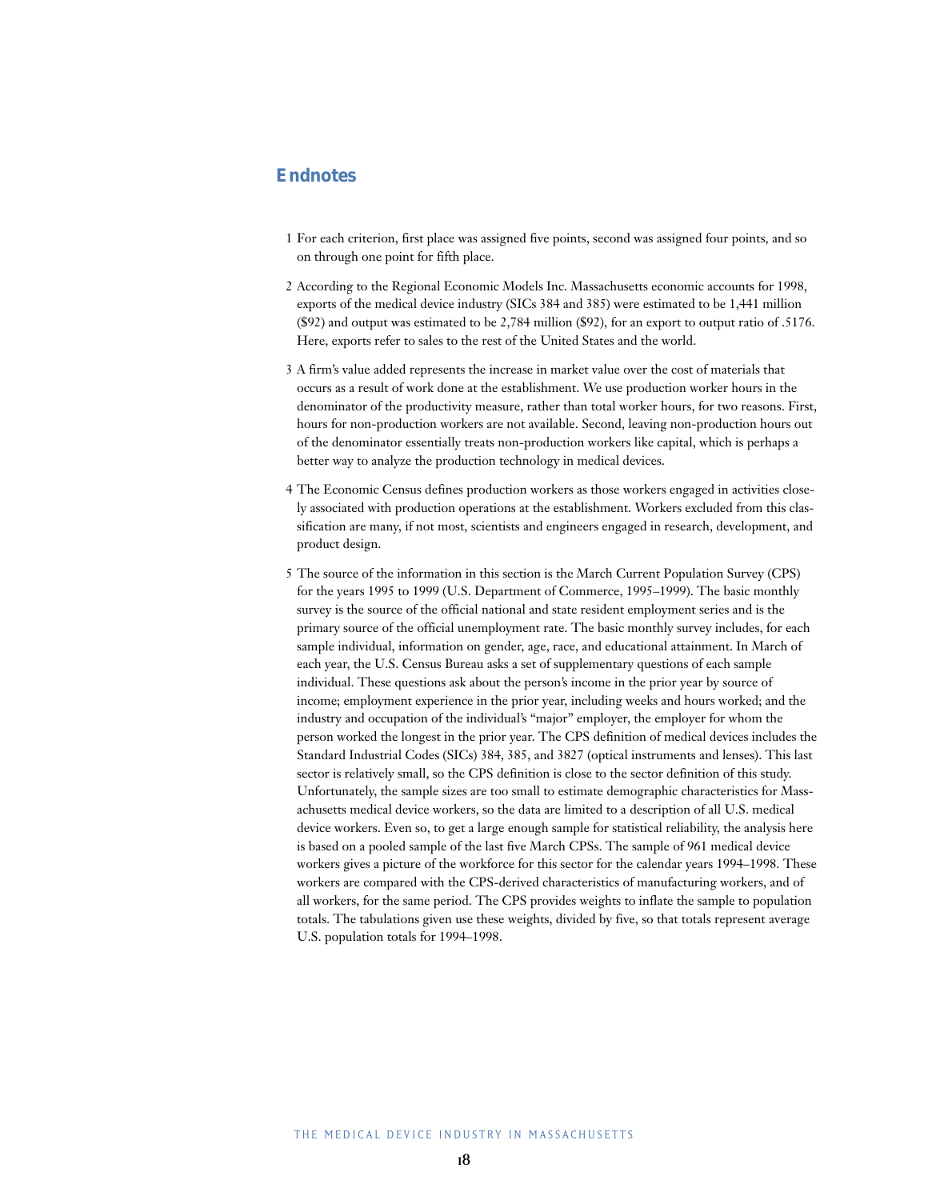## Endnotes

1 For each criterion, first place was assigned five points, second was assigned four points, and so on through one point for fifth place.

2 According to the Regional Economic Models Inc. Massachusetts economic accounts for 1998, exports of the medical device industry (SICs 384 and 385) were estimated to be 1,441 million ($92) and output was estimated to be 2,784 million ($92), for an export to output ratio of .5176. Here, exports refer to sales to the rest of the United States and the world.

3 A firm's value added represents the increase in market value over the cost of materials that occurs as a result of work done at the establishment. We use production worker hours in the denominator of the productivity measure, rather than total worker hours, for two reasons. First, hours for non-production workers are not available. Second, leaving non-production hours out of the denominator essentially treats non-production workers like capital, which is perhaps a better way to analyze the production technology in medical devices.

4 The Economic Census defines production workers as those workers engaged in activities closely associated with production operations at the establishment. Workers excluded from this classification are many, if not most, scientists and engineers engaged in research, development, and product design.

5 The source of the information in this section is the March Current Population Survey (CPS) for the years 1995 to 1999 (U.S. Department of Commerce, 1995–1999). The basic monthly survey is the source of the official national and state resident employment series and is the primary source of the official unemployment rate. The basic monthly survey includes, for each sample individual, information on gender, age, race, and educational attainment. In March of each year, the U.S. Census Bureau asks a set of supplementary questions of each sample individual. These questions ask about the person's income in the prior year by source of income; employment experience in the prior year, including weeks and hours worked; and the industry and occupation of the individual's "major" employer, the employer for whom the person worked the longest in the prior year. The CPS definition of medical devices includes the Standard Industrial Codes (SICs) 384, 385, and 3827 (optical instruments and lenses). This last sector is relatively small, so the CPS definition is close to the sector definition of this study. Unfortunately, the sample sizes are too small to estimate demographic characteristics for Massachusetts medical device workers, so the data are limited to a description of all U.S. medical device workers. Even so, to get a large enough sample for statistical reliability, the analysis here is based on a pooled sample of the last five March CPSs. The sample of 961 medical device workers gives a picture of the workforce for this sector for the calendar years 1994–1998. These workers are compared with the CPS-derived characteristics of manufacturing workers, and of all workers, for the same period. The CPS provides weights to inflate the sample to population totals. The tabulations given use these weights, divided by five, so that totals represent average U.S. population totals for 1994–1998.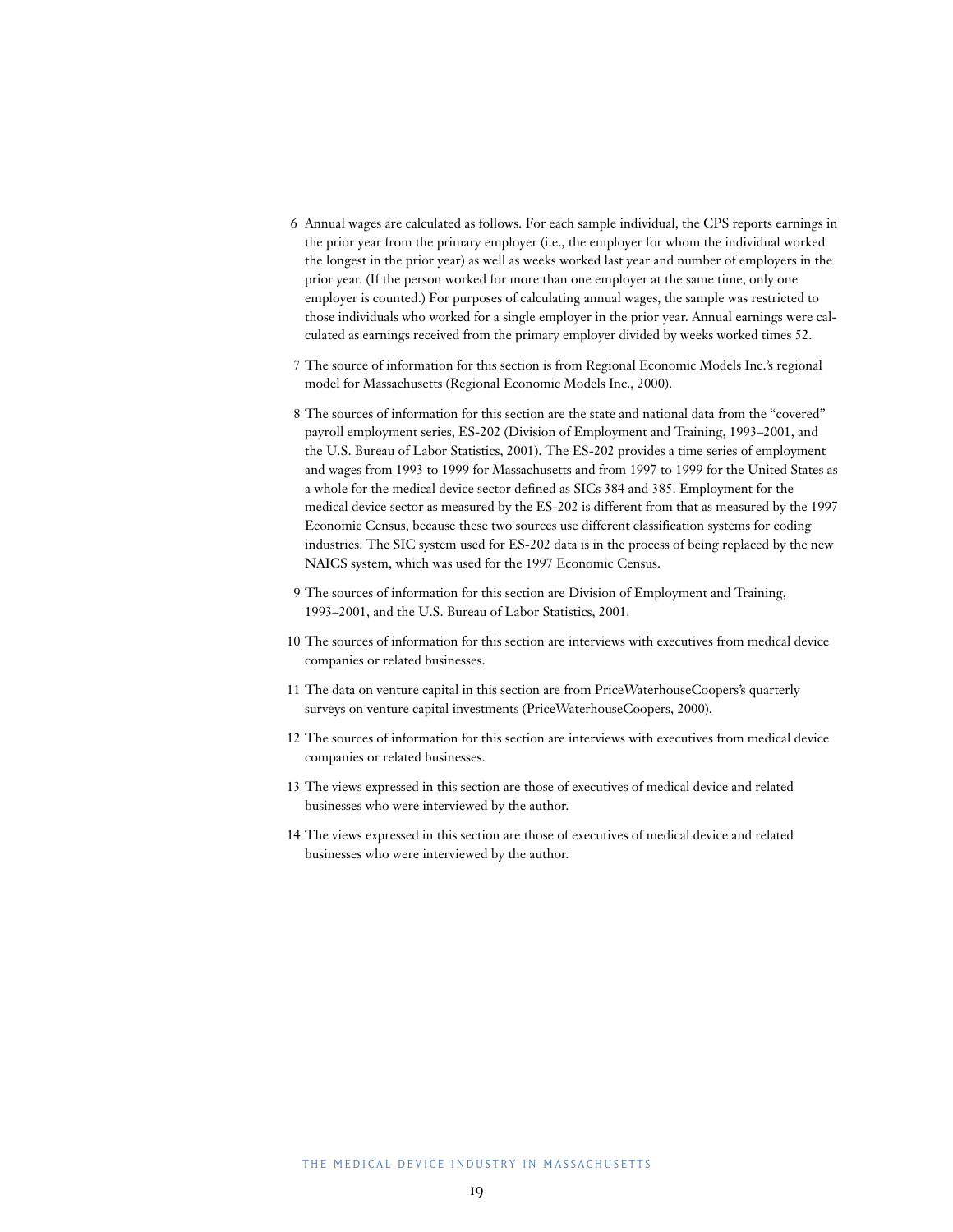6 Annual wages are calculated as follows. For each sample individual, the CPS reports earnings in the prior year from the primary employer (i.e., the employer for whom the individual worked the longest in the prior year) as well as weeks worked last year and number of employers in the prior year. (If the person worked for more than one employer at the same time, only one employer is counted.) For purposes of calculating annual wages, the sample was restricted to those individuals who worked for a single employer in the prior year. Annual earnings were calculated as earnings received from the primary employer divided by weeks worked times 52.

7 The source of information for this section is from Regional Economic Models Inc.'s regional model for Massachusetts (Regional Economic Models Inc., 2000).

8 The sources of information for this section are the state and national data from the "covered" payroll employment series, ES-202 (Division of Employment and Training, 1993–2001, and the U.S. Bureau of Labor Statistics, 2001). The ES-202 provides a time series of employment and wages from 1993 to 1999 for Massachusetts and from 1997 to 1999 for the United States as a whole for the medical device sector defined as SICs 384 and 385. Employment for the medical device sector as measured by the ES-202 is different from that as measured by the 1997 Economic Census, because these two sources use different classification systems for coding industries. The SIC system used for ES-202 data is in the process of being replaced by the new NAICS system, which was used for the 1997 Economic Census.

9 The sources of information for this section are Division of Employment and Training, 1993–2001, and the U.S. Bureau of Labor Statistics, 2001.

10 The sources of information for this section are interviews with executives from medical device companies or related businesses.

11 The data on venture capital in this section are from PriceWaterhouseCoopers's quarterly surveys on venture capital investments (PriceWaterhouseCoopers, 2000).

12 The sources of information for this section are interviews with executives from medical device companies or related businesses.

13 The views expressed in this section are those of executives of medical device and related businesses who were interviewed by the author.

14 The views expressed in this section are those of executives of medical device and related businesses who were interviewed by the author.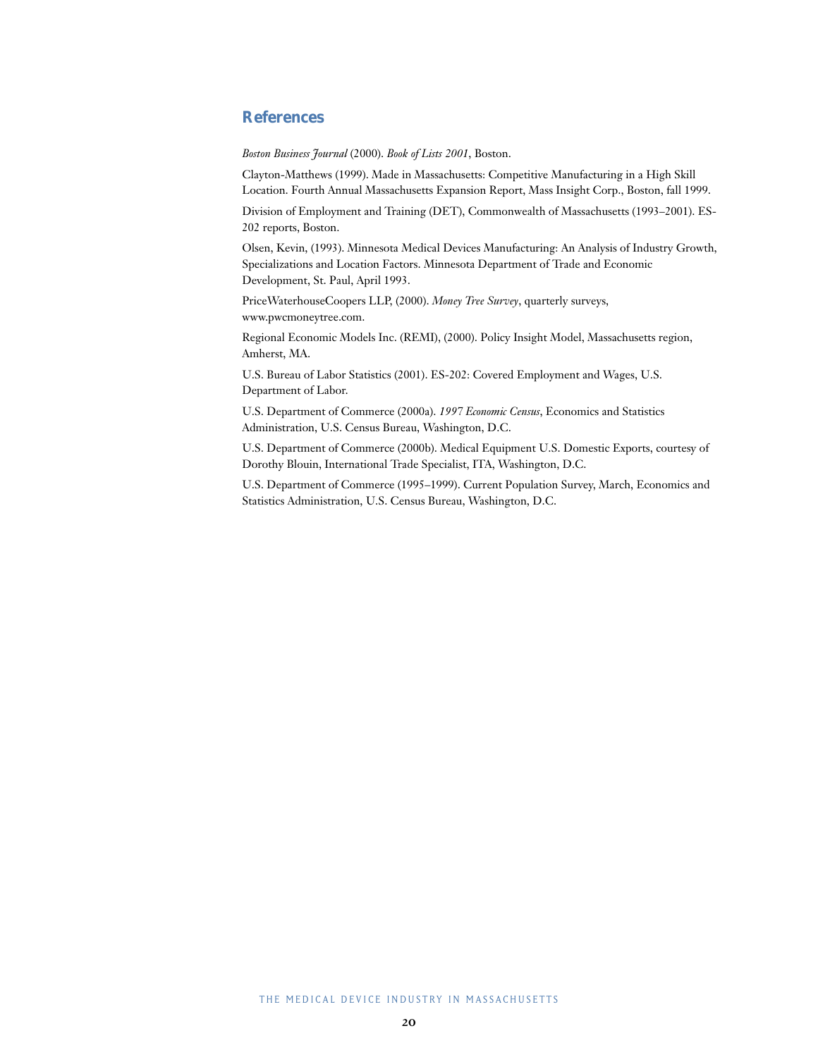## References

*Boston Business Journal* (2000). *Book of Lists 2001*, Boston.

Clayton-Matthews (1999). Made in Massachusetts: Competitive Manufacturing in a High Skill Location. Fourth Annual Massachusetts Expansion Report, Mass Insight Corp., Boston, fall 1999.

Division of Employment and Training (DET), Commonwealth of Massachusetts (1993–2001). ES-202 reports, Boston.

Olsen, Kevin, (1993). Minnesota Medical Devices Manufacturing: An Analysis of Industry Growth, Specializations and Location Factors. Minnesota Department of Trade and Economic Development, St. Paul, April 1993.

PriceWaterhouseCoopers LLP, (2000). *Money Tree Survey*, quarterly surveys, www.pwcmoneytree.com.

Regional Economic Models Inc. (REMI), (2000). Policy Insight Model, Massachusetts region, Amherst, MA.

U.S. Bureau of Labor Statistics (2001). ES-202: Covered Employment and Wages, U.S. Department of Labor.

U.S. Department of Commerce (2000a). *1997 Economic Census*, Economics and Statistics Administration, U.S. Census Bureau, Washington, D.C.

U.S. Department of Commerce (2000b). Medical Equipment U.S. Domestic Exports, courtesy of Dorothy Blouin, International Trade Specialist, ITA, Washington, D.C.

U.S. Department of Commerce (1995–1999). Current Population Survey, March, Economics and Statistics Administration, U.S. Census Bureau, Washington, D.C.